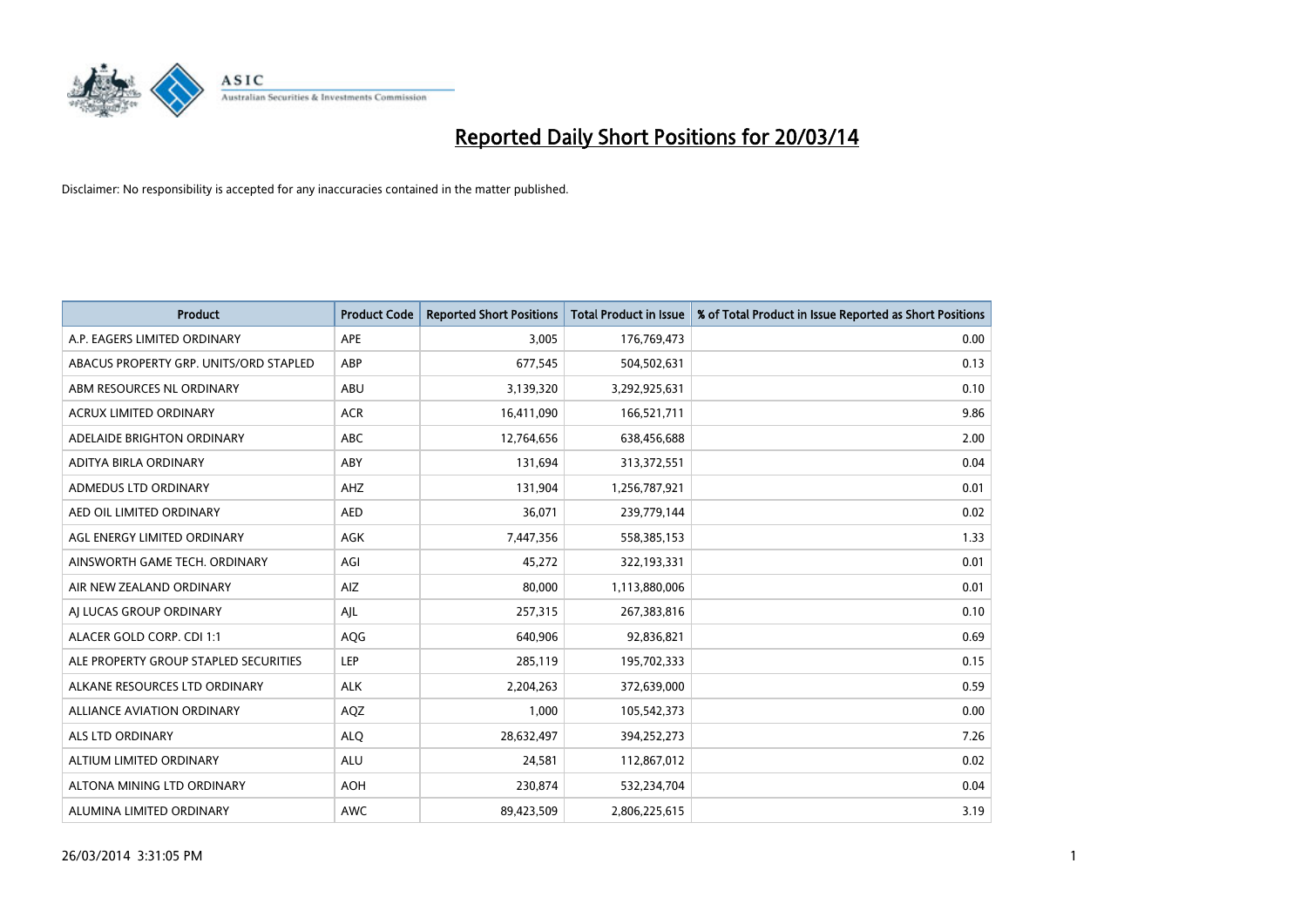# Reported Daily Short Positions for 20/03/14

Disclaimer: No responsibility is accepted for any inaccuracies contained in the matter published.

| Product | Product Code | Reported Short Positions | Total Product in Issue | % of Total Product in Issue Reported as Short Positions |
|---|---|---|---|---|
| A.P. EAGERS LIMITED ORDINARY | APE | 3,005 | 176,769,473 | 0.00 |
| ABACUS PROPERTY GRP. UNITS/ORD STAPLED | ABP | 677,545 | 504,502,631 | 0.13 |
| ABM RESOURCES NL ORDINARY | ABU | 3,139,320 | 3,292,925,631 | 0.10 |
| ACRUX LIMITED ORDINARY | ACR | 16,411,090 | 166,521,711 | 9.86 |
| ADELAIDE BRIGHTON ORDINARY | ABC | 12,764,656 | 638,456,688 | 2.00 |
| ADITYA BIRLA ORDINARY | ABY | 131,694 | 313,372,551 | 0.04 |
| ADMEDUS LTD ORDINARY | AHZ | 131,904 | 1,256,787,921 | 0.01 |
| AED OIL LIMITED ORDINARY | AED | 36,071 | 239,779,144 | 0.02 |
| AGL ENERGY LIMITED ORDINARY | AGK | 7,447,356 | 558,385,153 | 1.33 |
| AINSWORTH GAME TECH. ORDINARY | AGI | 45,272 | 322,193,331 | 0.01 |
| AIR NEW ZEALAND ORDINARY | AIZ | 80,000 | 1,113,880,006 | 0.01 |
| AJ LUCAS GROUP ORDINARY | AJL | 257,315 | 267,383,816 | 0.10 |
| ALACER GOLD CORP. CDI 1:1 | AQG | 640,906 | 92,836,821 | 0.69 |
| ALE PROPERTY GROUP STAPLED SECURITIES | LEP | 285,119 | 195,702,333 | 0.15 |
| ALKANE RESOURCES LTD ORDINARY | ALK | 2,204,263 | 372,639,000 | 0.59 |
| ALLIANCE AVIATION ORDINARY | AQZ | 1,000 | 105,542,373 | 0.00 |
| ALS LTD ORDINARY | ALQ | 28,632,497 | 394,252,273 | 7.26 |
| ALTIUM LIMITED ORDINARY | ALU | 24,581 | 112,867,012 | 0.02 |
| ALTONA MINING LTD ORDINARY | AOH | 230,874 | 532,234,704 | 0.04 |
| ALUMINA LIMITED ORDINARY | AWC | 89,423,509 | 2,806,225,615 | 3.19 |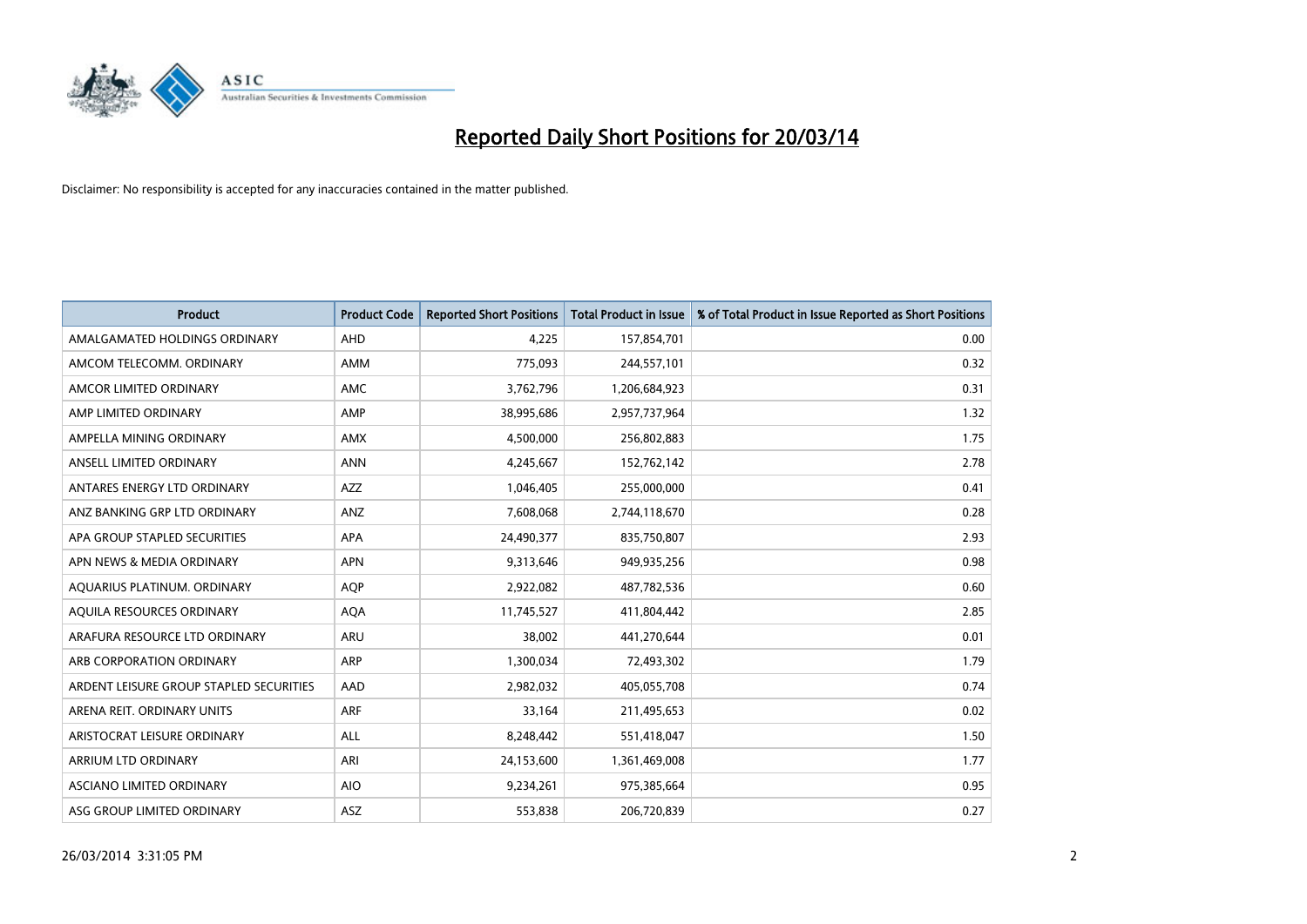# Reported Daily Short Positions for 20/03/14

Disclaimer: No responsibility is accepted for any inaccuracies contained in the matter published.

| Product | Product Code | Reported Short Positions | Total Product in Issue | % of Total Product in Issue Reported as Short Positions |
|---|---|---|---|---|
| AMALGAMATED HOLDINGS ORDINARY | AHD | 4,225 | 157,854,701 | 0.00 |
| AMCOM TELECOMM. ORDINARY | AMM | 775,093 | 244,557,101 | 0.32 |
| AMCOR LIMITED ORDINARY | AMC | 3,762,796 | 1,206,684,923 | 0.31 |
| AMP LIMITED ORDINARY | AMP | 38,995,686 | 2,957,737,964 | 1.32 |
| AMPELLA MINING ORDINARY | AMX | 4,500,000 | 256,802,883 | 1.75 |
| ANSELL LIMITED ORDINARY | ANN | 4,245,667 | 152,762,142 | 2.78 |
| ANTARES ENERGY LTD ORDINARY | AZZ | 1,046,405 | 255,000,000 | 0.41 |
| ANZ BANKING GRP LTD ORDINARY | ANZ | 7,608,068 | 2,744,118,670 | 0.28 |
| APA GROUP STAPLED SECURITIES | APA | 24,490,377 | 835,750,807 | 2.93 |
| APN NEWS & MEDIA ORDINARY | APN | 9,313,646 | 949,935,256 | 0.98 |
| AQUARIUS PLATINUM. ORDINARY | AQP | 2,922,082 | 487,782,536 | 0.60 |
| AQUILA RESOURCES ORDINARY | AQA | 11,745,527 | 411,804,442 | 2.85 |
| ARAFURA RESOURCE LTD ORDINARY | ARU | 38,002 | 441,270,644 | 0.01 |
| ARB CORPORATION ORDINARY | ARP | 1,300,034 | 72,493,302 | 1.79 |
| ARDENT LEISURE GROUP STAPLED SECURITIES | AAD | 2,982,032 | 405,055,708 | 0.74 |
| ARENA REIT. ORDINARY UNITS | ARF | 33,164 | 211,495,653 | 0.02 |
| ARISTOCRAT LEISURE ORDINARY | ALL | 8,248,442 | 551,418,047 | 1.50 |
| ARRIUM LTD ORDINARY | ARI | 24,153,600 | 1,361,469,008 | 1.77 |
| ASCIANO LIMITED ORDINARY | AIO | 9,234,261 | 975,385,664 | 0.95 |
| ASG GROUP LIMITED ORDINARY | ASZ | 553,838 | 206,720,839 | 0.27 |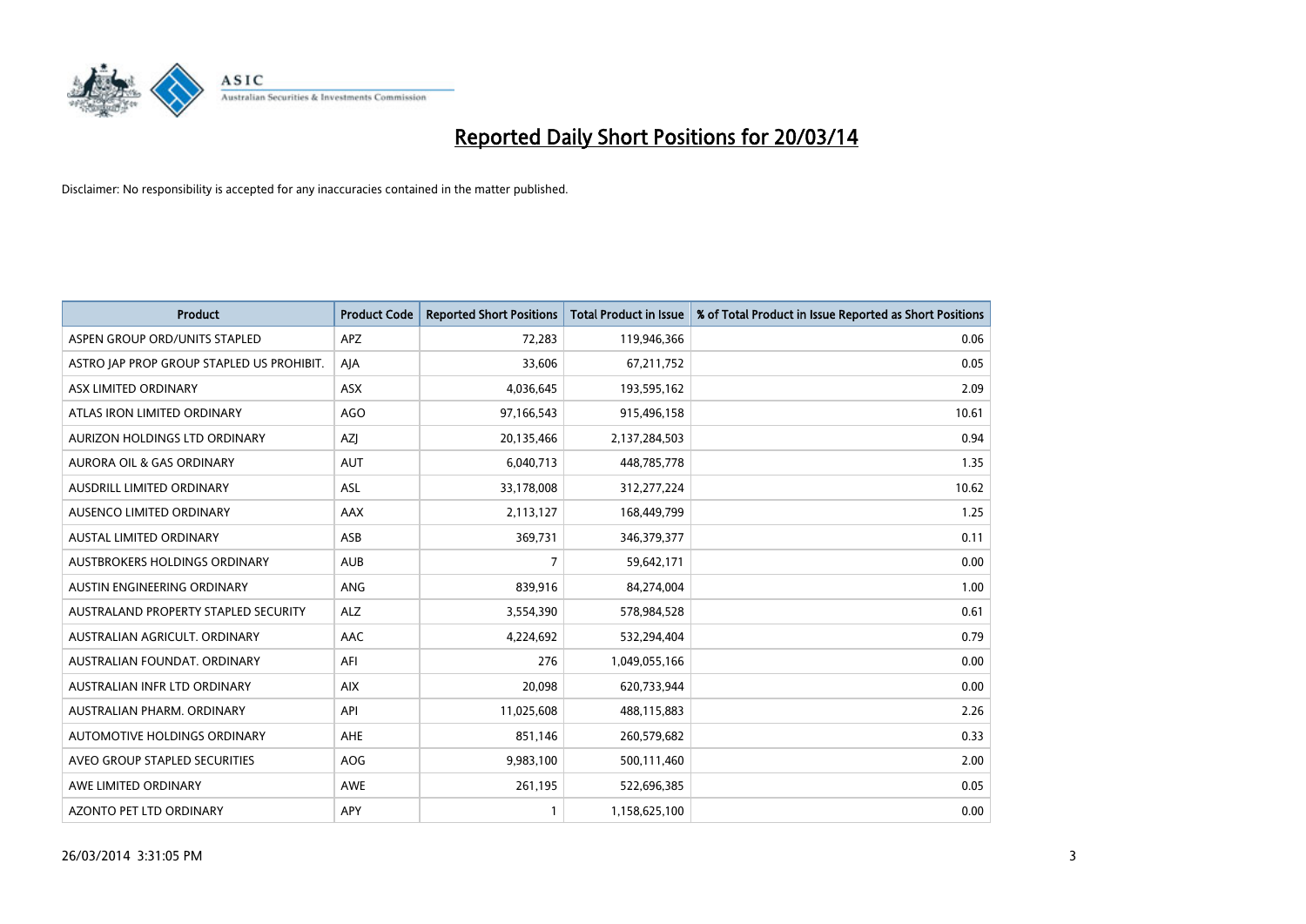# Reported Daily Short Positions for 20/03/14

Disclaimer: No responsibility is accepted for any inaccuracies contained in the matter published.

| Product | Product Code | Reported Short Positions | Total Product in Issue | % of Total Product in Issue Reported as Short Positions |
|---|---|---|---|---|
| ASPEN GROUP ORD/UNITS STAPLED | APZ | 72,283 | 119,946,366 | 0.06 |
| ASTRO JAP PROP GROUP STAPLED US PROHIBIT. | AJA | 33,606 | 67,211,752 | 0.05 |
| ASX LIMITED ORDINARY | ASX | 4,036,645 | 193,595,162 | 2.09 |
| ATLAS IRON LIMITED ORDINARY | AGO | 97,166,543 | 915,496,158 | 10.61 |
| AURIZON HOLDINGS LTD ORDINARY | AZJ | 20,135,466 | 2,137,284,503 | 0.94 |
| AURORA OIL & GAS ORDINARY | AUT | 6,040,713 | 448,785,778 | 1.35 |
| AUSDRILL LIMITED ORDINARY | ASL | 33,178,008 | 312,277,224 | 10.62 |
| AUSENCO LIMITED ORDINARY | AAX | 2,113,127 | 168,449,799 | 1.25 |
| AUSTAL LIMITED ORDINARY | ASB | 369,731 | 346,379,377 | 0.11 |
| AUSTBROKERS HOLDINGS ORDINARY | AUB | 7 | 59,642,171 | 0.00 |
| AUSTIN ENGINEERING ORDINARY | ANG | 839,916 | 84,274,004 | 1.00 |
| AUSTRALAND PROPERTY STAPLED SECURITY | ALZ | 3,554,390 | 578,984,528 | 0.61 |
| AUSTRALIAN AGRICULT. ORDINARY | AAC | 4,224,692 | 532,294,404 | 0.79 |
| AUSTRALIAN FOUNDAT. ORDINARY | AFI | 276 | 1,049,055,166 | 0.00 |
| AUSTRALIAN INFR LTD ORDINARY | AIX | 20,098 | 620,733,944 | 0.00 |
| AUSTRALIAN PHARM. ORDINARY | API | 11,025,608 | 488,115,883 | 2.26 |
| AUTOMOTIVE HOLDINGS ORDINARY | AHE | 851,146 | 260,579,682 | 0.33 |
| AVEO GROUP STAPLED SECURITIES | AOG | 9,983,100 | 500,111,460 | 2.00 |
| AWE LIMITED ORDINARY | AWE | 261,195 | 522,696,385 | 0.05 |
| AZONTO PET LTD ORDINARY | APY | 1 | 1,158,625,100 | 0.00 |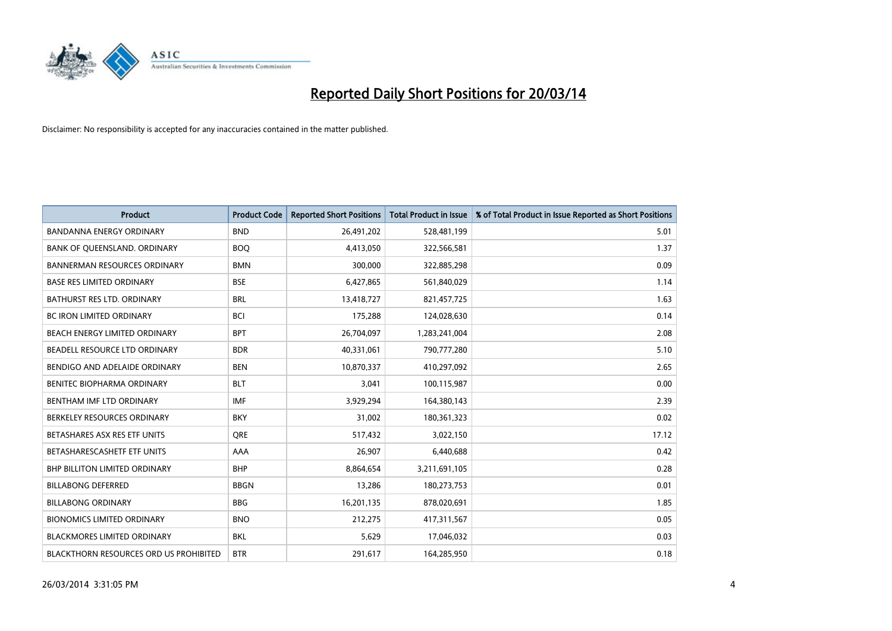# Reported Daily Short Positions for 20/03/14

Disclaimer: No responsibility is accepted for any inaccuracies contained in the matter published.

| Product | Product Code | Reported Short Positions | Total Product in Issue | % of Total Product in Issue Reported as Short Positions |
|---|---|---|---|---|
| BANDANNA ENERGY ORDINARY | BND | 26,491,202 | 528,481,199 | 5.01 |
| BANK OF QUEENSLAND. ORDINARY | BOQ | 4,413,050 | 322,566,581 | 1.37 |
| BANNERMAN RESOURCES ORDINARY | BMN | 300,000 | 322,885,298 | 0.09 |
| BASE RES LIMITED ORDINARY | BSE | 6,427,865 | 561,840,029 | 1.14 |
| BATHURST RES LTD. ORDINARY | BRL | 13,418,727 | 821,457,725 | 1.63 |
| BC IRON LIMITED ORDINARY | BCI | 175,288 | 124,028,630 | 0.14 |
| BEACH ENERGY LIMITED ORDINARY | BPT | 26,704,097 | 1,283,241,004 | 2.08 |
| BEADELL RESOURCE LTD ORDINARY | BDR | 40,331,061 | 790,777,280 | 5.10 |
| BENDIGO AND ADELAIDE ORDINARY | BEN | 10,870,337 | 410,297,092 | 2.65 |
| BENITEC BIOPHARMA ORDINARY | BLT | 3,041 | 100,115,987 | 0.00 |
| BENTHAM IMF LTD ORDINARY | IMF | 3,929,294 | 164,380,143 | 2.39 |
| BERKELEY RESOURCES ORDINARY | BKY | 31,002 | 180,361,323 | 0.02 |
| BETASHARES ASX RES ETF UNITS | QRE | 517,432 | 3,022,150 | 17.12 |
| BETASHARESCASHETF ETF UNITS | AAA | 26,907 | 6,440,688 | 0.42 |
| BHP BILLITON LIMITED ORDINARY | BHP | 8,864,654 | 3,211,691,105 | 0.28 |
| BILLABONG DEFERRED | BBGN | 13,286 | 180,273,753 | 0.01 |
| BILLABONG ORDINARY | BBG | 16,201,135 | 878,020,691 | 1.85 |
| BIONOMICS LIMITED ORDINARY | BNO | 212,275 | 417,311,567 | 0.05 |
| BLACKMORES LIMITED ORDINARY | BKL | 5,629 | 17,046,032 | 0.03 |
| BLACKTHORN RESOURCES ORD US PROHIBITED | BTR | 291,617 | 164,285,950 | 0.18 |

26/03/2014 3:31:05 PM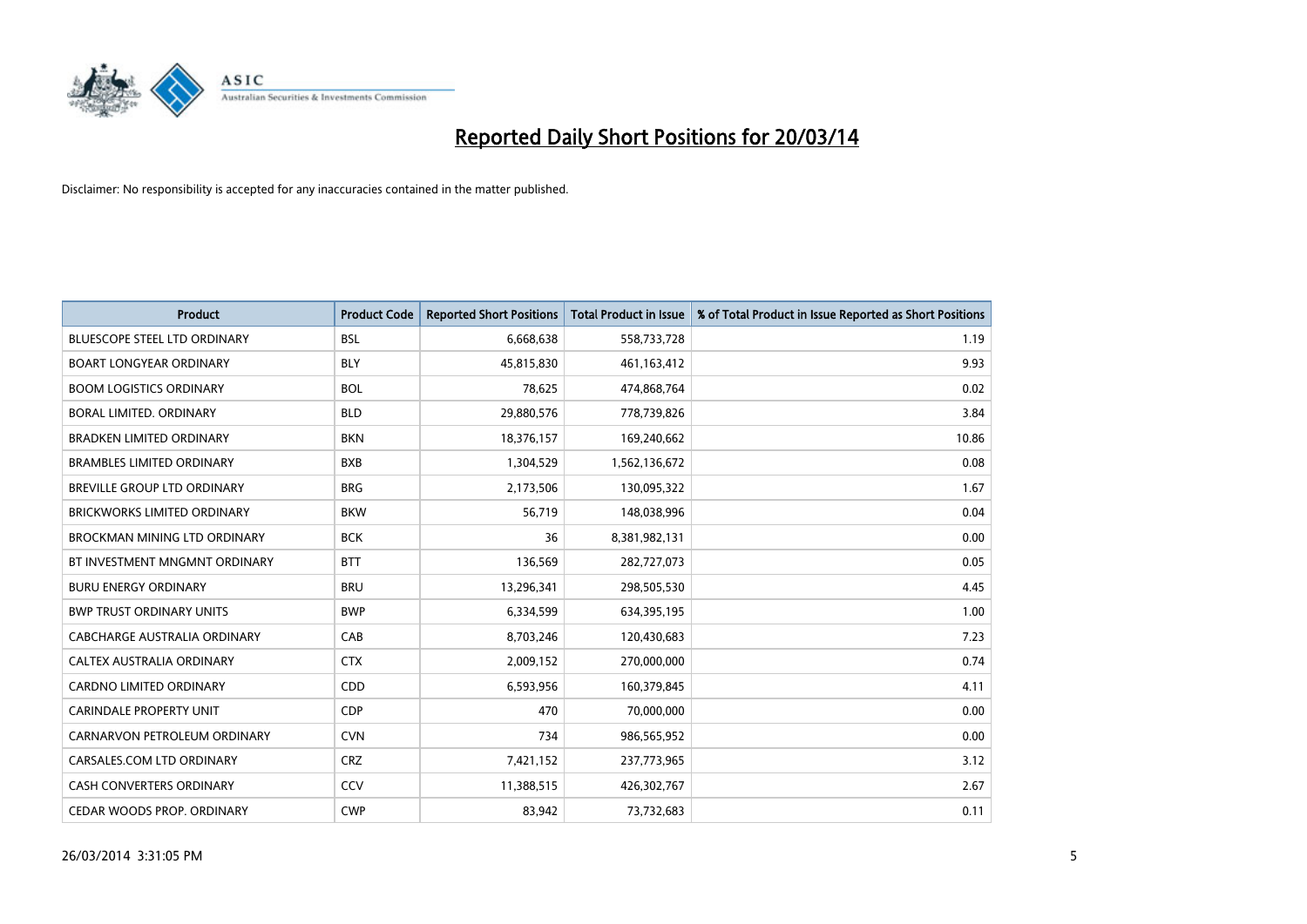# Reported Daily Short Positions for 20/03/14

Disclaimer: No responsibility is accepted for any inaccuracies contained in the matter published.

| Product | Product Code | Reported Short Positions | Total Product in Issue | % of Total Product in Issue Reported as Short Positions |
|---|---|---|---|---|
| BLUESCOPE STEEL LTD ORDINARY | BSL | 6,668,638 | 558,733,728 | 1.19 |
| BOART LONGYEAR ORDINARY | BLY | 45,815,830 | 461,163,412 | 9.93 |
| BOOM LOGISTICS ORDINARY | BOL | 78,625 | 474,868,764 | 0.02 |
| BORAL LIMITED. ORDINARY | BLD | 29,880,576 | 778,739,826 | 3.84 |
| BRADKEN LIMITED ORDINARY | BKN | 18,376,157 | 169,240,662 | 10.86 |
| BRAMBLES LIMITED ORDINARY | BXB | 1,304,529 | 1,562,136,672 | 0.08 |
| BREVILLE GROUP LTD ORDINARY | BRG | 2,173,506 | 130,095,322 | 1.67 |
| BRICKWORKS LIMITED ORDINARY | BKW | 56,719 | 148,038,996 | 0.04 |
| BROCKMAN MINING LTD ORDINARY | BCK | 36 | 8,381,982,131 | 0.00 |
| BT INVESTMENT MNGMNT ORDINARY | BTT | 136,569 | 282,727,073 | 0.05 |
| BURU ENERGY ORDINARY | BRU | 13,296,341 | 298,505,530 | 4.45 |
| BWP TRUST ORDINARY UNITS | BWP | 6,334,599 | 634,395,195 | 1.00 |
| CABCHARGE AUSTRALIA ORDINARY | CAB | 8,703,246 | 120,430,683 | 7.23 |
| CALTEX AUSTRALIA ORDINARY | CTX | 2,009,152 | 270,000,000 | 0.74 |
| CARDNO LIMITED ORDINARY | CDD | 6,593,956 | 160,379,845 | 4.11 |
| CARINDALE PROPERTY UNIT | CDP | 470 | 70,000,000 | 0.00 |
| CARNARVON PETROLEUM ORDINARY | CVN | 734 | 986,565,952 | 0.00 |
| CARSALES.COM LTD ORDINARY | CRZ | 7,421,152 | 237,773,965 | 3.12 |
| CASH CONVERTERS ORDINARY | CCV | 11,388,515 | 426,302,767 | 2.67 |
| CEDAR WOODS PROP. ORDINARY | CWP | 83,942 | 73,732,683 | 0.11 |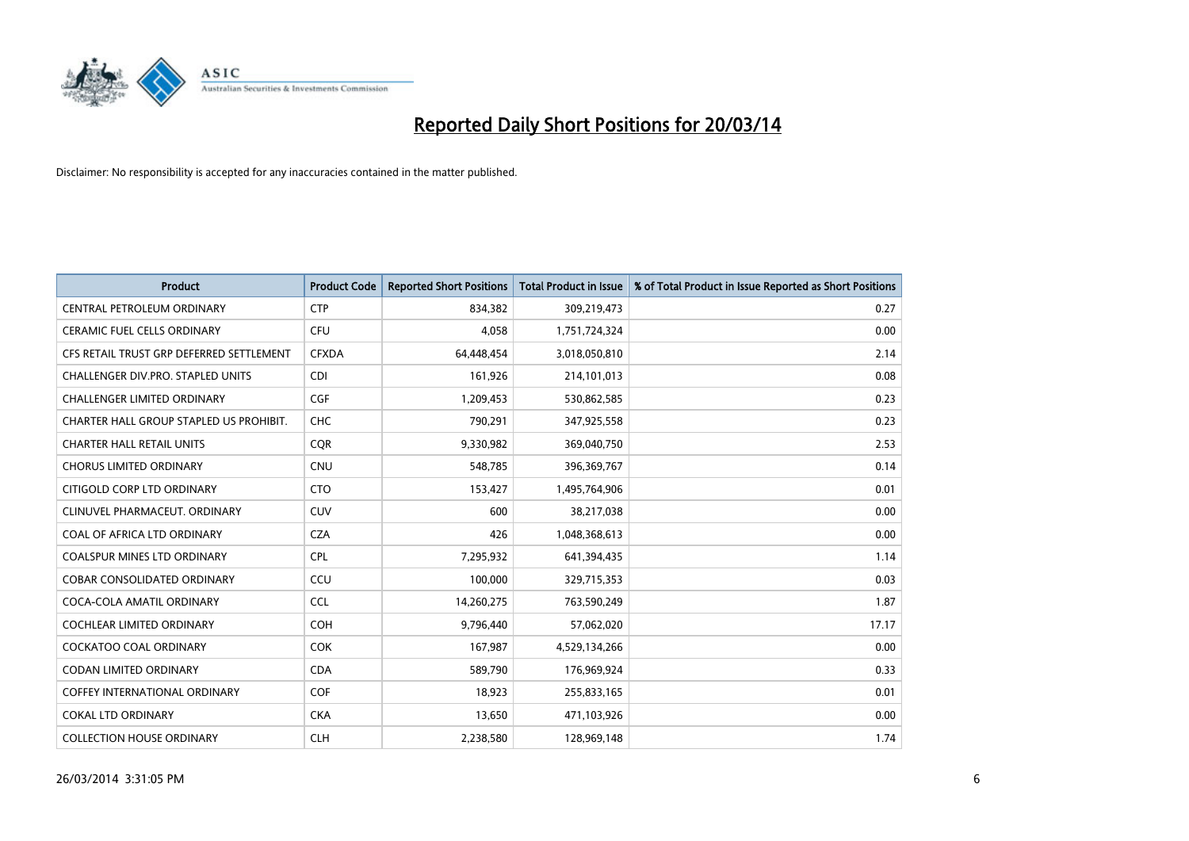# Reported Daily Short Positions for 20/03/14

Disclaimer: No responsibility is accepted for any inaccuracies contained in the matter published.

| Product | Product Code | Reported Short Positions | Total Product in Issue | % of Total Product in Issue Reported as Short Positions |
|---|---|---|---|---|
| CENTRAL PETROLEUM ORDINARY | CTP | 834,382 | 309,219,473 | 0.27 |
| CERAMIC FUEL CELLS ORDINARY | CFU | 4,058 | 1,751,724,324 | 0.00 |
| CFS RETAIL TRUST GRP DEFERRED SETTLEMENT | CFXDA | 64,448,454 | 3,018,050,810 | 2.14 |
| CHALLENGER DIV.PRO. STAPLED UNITS | CDI | 161,926 | 214,101,013 | 0.08 |
| CHALLENGER LIMITED ORDINARY | CGF | 1,209,453 | 530,862,585 | 0.23 |
| CHARTER HALL GROUP STAPLED US PROHIBIT. | CHC | 790,291 | 347,925,558 | 0.23 |
| CHARTER HALL RETAIL UNITS | CQR | 9,330,982 | 369,040,750 | 2.53 |
| CHORUS LIMITED ORDINARY | CNU | 548,785 | 396,369,767 | 0.14 |
| CITIGOLD CORP LTD ORDINARY | CTO | 153,427 | 1,495,764,906 | 0.01 |
| CLINUVEL PHARMACEUT. ORDINARY | CUV | 600 | 38,217,038 | 0.00 |
| COAL OF AFRICA LTD ORDINARY | CZA | 426 | 1,048,368,613 | 0.00 |
| COALSPUR MINES LTD ORDINARY | CPL | 7,295,932 | 641,394,435 | 1.14 |
| COBAR CONSOLIDATED ORDINARY | CCU | 100,000 | 329,715,353 | 0.03 |
| COCA-COLA AMATIL ORDINARY | CCL | 14,260,275 | 763,590,249 | 1.87 |
| COCHLEAR LIMITED ORDINARY | COH | 9,796,440 | 57,062,020 | 17.17 |
| COCKATOO COAL ORDINARY | COK | 167,987 | 4,529,134,266 | 0.00 |
| CODAN LIMITED ORDINARY | CDA | 589,790 | 176,969,924 | 0.33 |
| COFFEY INTERNATIONAL ORDINARY | COF | 18,923 | 255,833,165 | 0.01 |
| COKAL LTD ORDINARY | CKA | 13,650 | 471,103,926 | 0.00 |
| COLLECTION HOUSE ORDINARY | CLH | 2,238,580 | 128,969,148 | 1.74 |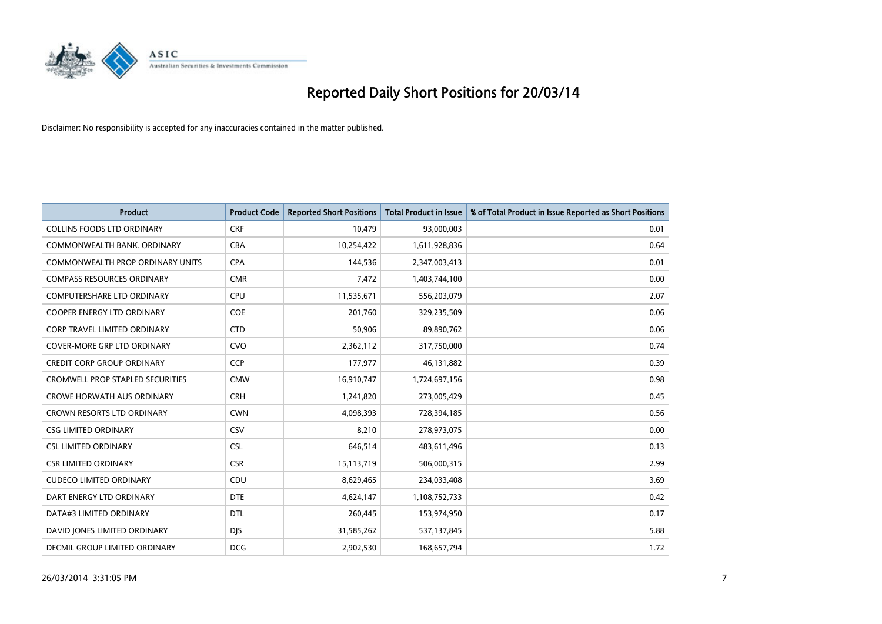# Reported Daily Short Positions for 20/03/14

Disclaimer: No responsibility is accepted for any inaccuracies contained in the matter published.

| Product | Product Code | Reported Short Positions | Total Product in Issue | % of Total Product in Issue Reported as Short Positions |
|---|---|---|---|---|
| COLLINS FOODS LTD ORDINARY | CKF | 10,479 | 93,000,003 | 0.01 |
| COMMONWEALTH BANK. ORDINARY | CBA | 10,254,422 | 1,611,928,836 | 0.64 |
| COMMONWEALTH PROP ORDINARY UNITS | CPA | 144,536 | 2,347,003,413 | 0.01 |
| COMPASS RESOURCES ORDINARY | CMR | 7,472 | 1,403,744,100 | 0.00 |
| COMPUTERSHARE LTD ORDINARY | CPU | 11,535,671 | 556,203,079 | 2.07 |
| COOPER ENERGY LTD ORDINARY | COE | 201,760 | 329,235,509 | 0.06 |
| CORP TRAVEL LIMITED ORDINARY | CTD | 50,906 | 89,890,762 | 0.06 |
| COVER-MORE GRP LTD ORDINARY | CVO | 2,362,112 | 317,750,000 | 0.74 |
| CREDIT CORP GROUP ORDINARY | CCP | 177,977 | 46,131,882 | 0.39 |
| CROMWELL PROP STAPLED SECURITIES | CMW | 16,910,747 | 1,724,697,156 | 0.98 |
| CROWE HORWATH AUS ORDINARY | CRH | 1,241,820 | 273,005,429 | 0.45 |
| CROWN RESORTS LTD ORDINARY | CWN | 4,098,393 | 728,394,185 | 0.56 |
| CSG LIMITED ORDINARY | CSV | 8,210 | 278,973,075 | 0.00 |
| CSL LIMITED ORDINARY | CSL | 646,514 | 483,611,496 | 0.13 |
| CSR LIMITED ORDINARY | CSR | 15,113,719 | 506,000,315 | 2.99 |
| CUDECO LIMITED ORDINARY | CDU | 8,629,465 | 234,033,408 | 3.69 |
| DART ENERGY LTD ORDINARY | DTE | 4,624,147 | 1,108,752,733 | 0.42 |
| DATA#3 LIMITED ORDINARY | DTL | 260,445 | 153,974,950 | 0.17 |
| DAVID JONES LIMITED ORDINARY | DJS | 31,585,262 | 537,137,845 | 5.88 |
| DECMIL GROUP LIMITED ORDINARY | DCG | 2,902,530 | 168,657,794 | 1.72 |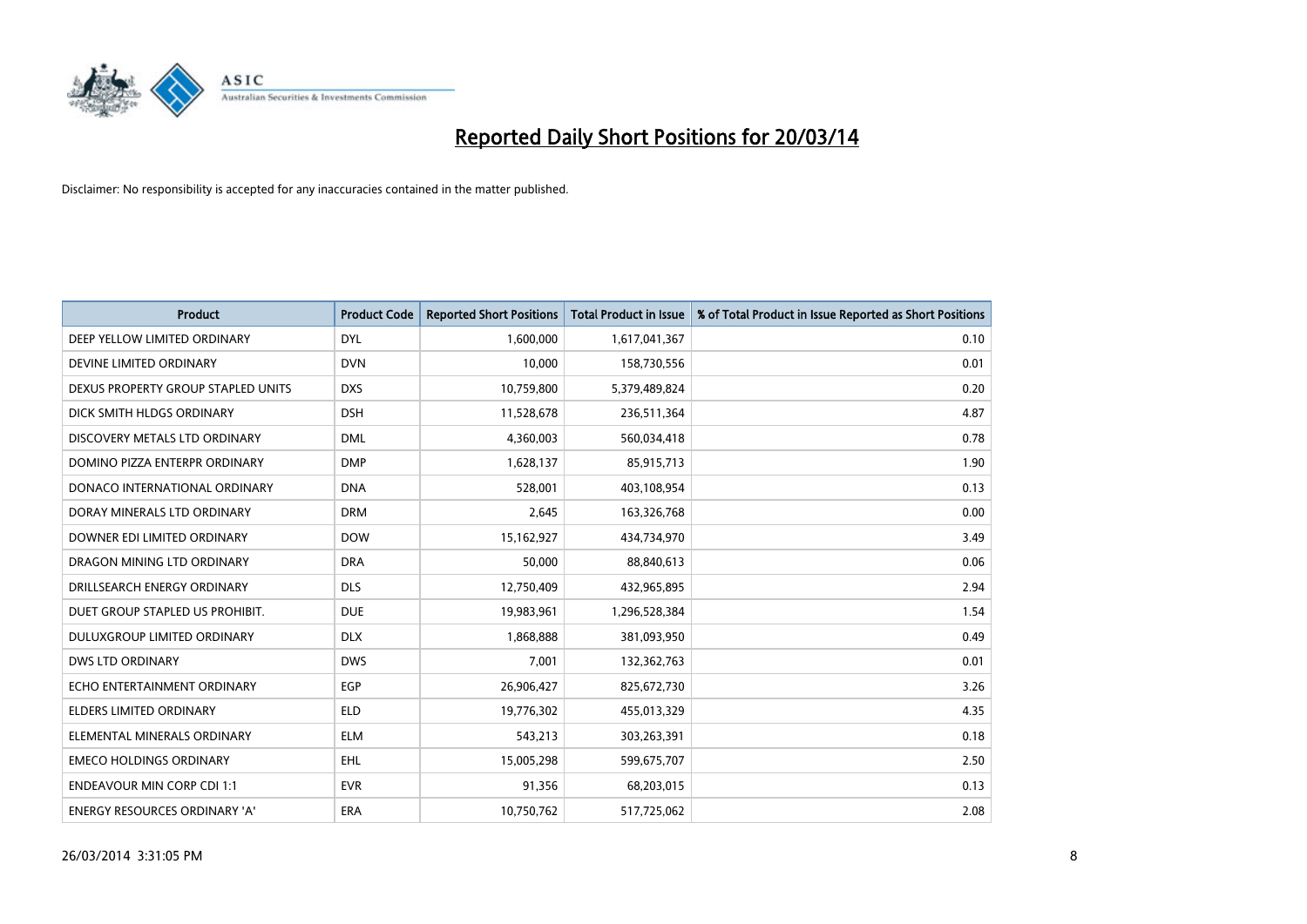# Reported Daily Short Positions for 20/03/14

Disclaimer: No responsibility is accepted for any inaccuracies contained in the matter published.

| Product | Product Code | Reported Short Positions | Total Product in Issue | % of Total Product in Issue Reported as Short Positions |
|---|---|---|---|---|
| DEEP YELLOW LIMITED ORDINARY | DYL | 1,600,000 | 1,617,041,367 | 0.10 |
| DEVINE LIMITED ORDINARY | DVN | 10,000 | 158,730,556 | 0.01 |
| DEXUS PROPERTY GROUP STAPLED UNITS | DXS | 10,759,800 | 5,379,489,824 | 0.20 |
| DICK SMITH HLDGS ORDINARY | DSH | 11,528,678 | 236,511,364 | 4.87 |
| DISCOVERY METALS LTD ORDINARY | DML | 4,360,003 | 560,034,418 | 0.78 |
| DOMINO PIZZA ENTERPR ORDINARY | DMP | 1,628,137 | 85,915,713 | 1.90 |
| DONACO INTERNATIONAL ORDINARY | DNA | 528,001 | 403,108,954 | 0.13 |
| DORAY MINERALS LTD ORDINARY | DRM | 2,645 | 163,326,768 | 0.00 |
| DOWNER EDI LIMITED ORDINARY | DOW | 15,162,927 | 434,734,970 | 3.49 |
| DRAGON MINING LTD ORDINARY | DRA | 50,000 | 88,840,613 | 0.06 |
| DRILLSEARCH ENERGY ORDINARY | DLS | 12,750,409 | 432,965,895 | 2.94 |
| DUET GROUP STAPLED US PROHIBIT. | DUE | 19,983,961 | 1,296,528,384 | 1.54 |
| DULUXGROUP LIMITED ORDINARY | DLX | 1,868,888 | 381,093,950 | 0.49 |
| DWS LTD ORDINARY | DWS | 7,001 | 132,362,763 | 0.01 |
| ECHO ENTERTAINMENT ORDINARY | EGP | 26,906,427 | 825,672,730 | 3.26 |
| ELDERS LIMITED ORDINARY | ELD | 19,776,302 | 455,013,329 | 4.35 |
| ELEMENTAL MINERALS ORDINARY | ELM | 543,213 | 303,263,391 | 0.18 |
| EMECO HOLDINGS ORDINARY | EHL | 15,005,298 | 599,675,707 | 2.50 |
| ENDEAVOUR MIN CORP CDI 1:1 | EVR | 91,356 | 68,203,015 | 0.13 |
| ENERGY RESOURCES ORDINARY 'A' | ERA | 10,750,762 | 517,725,062 | 2.08 |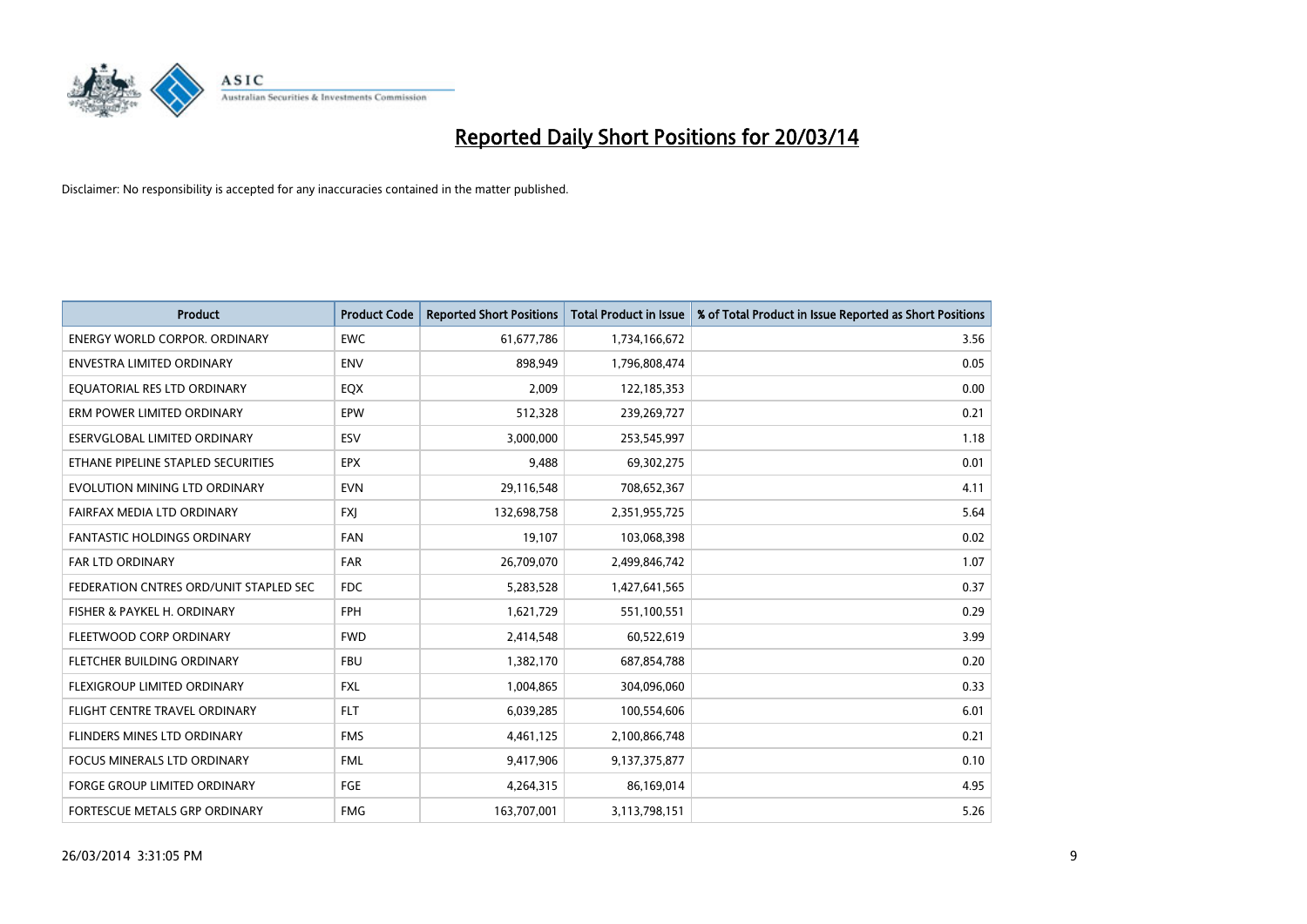# Reported Daily Short Positions for 20/03/14

Disclaimer: No responsibility is accepted for any inaccuracies contained in the matter published.

| Product | Product Code | Reported Short Positions | Total Product in Issue | % of Total Product in Issue Reported as Short Positions |
| --- | --- | --- | --- | --- |
| ENERGY WORLD CORPOR. ORDINARY | EWC | 61,677,786 | 1,734,166,672 | 3.56 |
| ENVESTRA LIMITED ORDINARY | ENV | 898,949 | 1,796,808,474 | 0.05 |
| EQUATORIAL RES LTD ORDINARY | EQX | 2,009 | 122,185,353 | 0.00 |
| ERM POWER LIMITED ORDINARY | EPW | 512,328 | 239,269,727 | 0.21 |
| ESERVGLOBAL LIMITED ORDINARY | ESV | 3,000,000 | 253,545,997 | 1.18 |
| ETHANE PIPELINE STAPLED SECURITIES | EPX | 9,488 | 69,302,275 | 0.01 |
| EVOLUTION MINING LTD ORDINARY | EVN | 29,116,548 | 708,652,367 | 4.11 |
| FAIRFAX MEDIA LTD ORDINARY | FXJ | 132,698,758 | 2,351,955,725 | 5.64 |
| FANTASTIC HOLDINGS ORDINARY | FAN | 19,107 | 103,068,398 | 0.02 |
| FAR LTD ORDINARY | FAR | 26,709,070 | 2,499,846,742 | 1.07 |
| FEDERATION CNTRES ORD/UNIT STAPLED SEC | FDC | 5,283,528 | 1,427,641,565 | 0.37 |
| FISHER & PAYKEL H. ORDINARY | FPH | 1,621,729 | 551,100,551 | 0.29 |
| FLEETWOOD CORP ORDINARY | FWD | 2,414,548 | 60,522,619 | 3.99 |
| FLETCHER BUILDING ORDINARY | FBU | 1,382,170 | 687,854,788 | 0.20 |
| FLEXIGROUP LIMITED ORDINARY | FXL | 1,004,865 | 304,096,060 | 0.33 |
| FLIGHT CENTRE TRAVEL ORDINARY | FLT | 6,039,285 | 100,554,606 | 6.01 |
| FLINDERS MINES LTD ORDINARY | FMS | 4,461,125 | 2,100,866,748 | 0.21 |
| FOCUS MINERALS LTD ORDINARY | FML | 9,417,906 | 9,137,375,877 | 0.10 |
| FORGE GROUP LIMITED ORDINARY | FGE | 4,264,315 | 86,169,014 | 4.95 |
| FORTESCUE METALS GRP ORDINARY | FMG | 163,707,001 | 3,113,798,151 | 5.26 |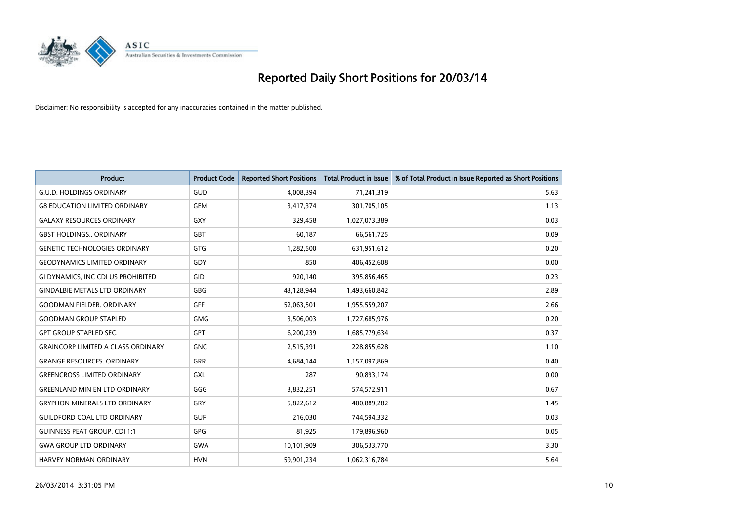# Reported Daily Short Positions for 20/03/14

Disclaimer: No responsibility is accepted for any inaccuracies contained in the matter published.

| Product | Product Code | Reported Short Positions | Total Product in Issue | % of Total Product in Issue Reported as Short Positions |
|---|---|---|---|---|
| G.U.D. HOLDINGS ORDINARY | GUD | 4,008,394 | 71,241,319 | 5.63 |
| G8 EDUCATION LIMITED ORDINARY | GEM | 3,417,374 | 301,705,105 | 1.13 |
| GALAXY RESOURCES ORDINARY | GXY | 329,458 | 1,027,073,389 | 0.03 |
| GBST HOLDINGS.. ORDINARY | GBT | 60,187 | 66,561,725 | 0.09 |
| GENETIC TECHNOLOGIES ORDINARY | GTG | 1,282,500 | 631,951,612 | 0.20 |
| GEODYNAMICS LIMITED ORDINARY | GDY | 850 | 406,452,608 | 0.00 |
| GI DYNAMICS, INC CDI US PROHIBITED | GID | 920,140 | 395,856,465 | 0.23 |
| GINDALBIE METALS LTD ORDINARY | GBG | 43,128,944 | 1,493,660,842 | 2.89 |
| GOODMAN FIELDER. ORDINARY | GFF | 52,063,501 | 1,955,559,207 | 2.66 |
| GOODMAN GROUP STAPLED | GMG | 3,506,003 | 1,727,685,976 | 0.20 |
| GPT GROUP STAPLED SEC. | GPT | 6,200,239 | 1,685,779,634 | 0.37 |
| GRAINCORP LIMITED A CLASS ORDINARY | GNC | 2,515,391 | 228,855,628 | 1.10 |
| GRANGE RESOURCES. ORDINARY | GRR | 4,684,144 | 1,157,097,869 | 0.40 |
| GREENCROSS LIMITED ORDINARY | GXL | 287 | 90,893,174 | 0.00 |
| GREENLAND MIN EN LTD ORDINARY | GGG | 3,832,251 | 574,572,911 | 0.67 |
| GRYPHON MINERALS LTD ORDINARY | GRY | 5,822,612 | 400,889,282 | 1.45 |
| GUILDFORD COAL LTD ORDINARY | GUF | 216,030 | 744,594,332 | 0.03 |
| GUINNESS PEAT GROUP. CDI 1:1 | GPG | 81,925 | 179,896,960 | 0.05 |
| GWA GROUP LTD ORDINARY | GWA | 10,101,909 | 306,533,770 | 3.30 |
| HARVEY NORMAN ORDINARY | HVN | 59,901,234 | 1,062,316,784 | 5.64 |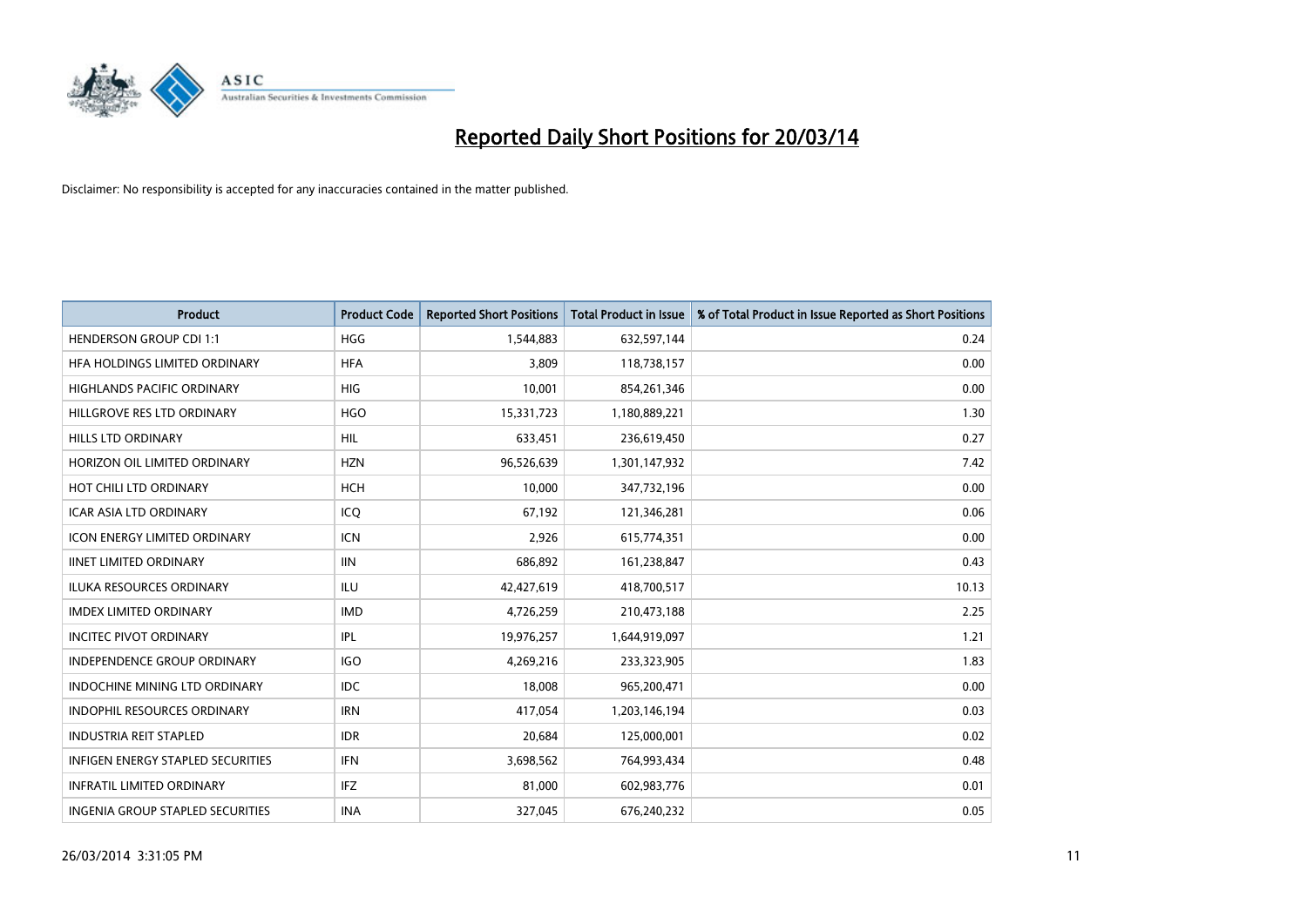# Reported Daily Short Positions for 20/03/14

Disclaimer: No responsibility is accepted for any inaccuracies contained in the matter published.

| Product | Product Code | Reported Short Positions | Total Product in Issue | % of Total Product in Issue Reported as Short Positions |
|---|---|---|---|---|
| HENDERSON GROUP CDI 1:1 | HGG | 1,544,883 | 632,597,144 | 0.24 |
| HFA HOLDINGS LIMITED ORDINARY | HFA | 3,809 | 118,738,157 | 0.00 |
| HIGHLANDS PACIFIC ORDINARY | HIG | 10,001 | 854,261,346 | 0.00 |
| HILLGROVE RES LTD ORDINARY | HGO | 15,331,723 | 1,180,889,221 | 1.30 |
| HILLS LTD ORDINARY | HIL | 633,451 | 236,619,450 | 0.27 |
| HORIZON OIL LIMITED ORDINARY | HZN | 96,526,639 | 1,301,147,932 | 7.42 |
| HOT CHILI LTD ORDINARY | HCH | 10,000 | 347,732,196 | 0.00 |
| ICAR ASIA LTD ORDINARY | ICQ | 67,192 | 121,346,281 | 0.06 |
| ICON ENERGY LIMITED ORDINARY | ICN | 2,926 | 615,774,351 | 0.00 |
| IINET LIMITED ORDINARY | IIN | 686,892 | 161,238,847 | 0.43 |
| ILUKA RESOURCES ORDINARY | ILU | 42,427,619 | 418,700,517 | 10.13 |
| IMDEX LIMITED ORDINARY | IMD | 4,726,259 | 210,473,188 | 2.25 |
| INCITEC PIVOT ORDINARY | IPL | 19,976,257 | 1,644,919,097 | 1.21 |
| INDEPENDENCE GROUP ORDINARY | IGO | 4,269,216 | 233,323,905 | 1.83 |
| INDOCHINE MINING LTD ORDINARY | IDC | 18,008 | 965,200,471 | 0.00 |
| INDOPHIL RESOURCES ORDINARY | IRN | 417,054 | 1,203,146,194 | 0.03 |
| INDUSTRIA REIT STAPLED | IDR | 20,684 | 125,000,001 | 0.02 |
| INFIGEN ENERGY STAPLED SECURITIES | IFN | 3,698,562 | 764,993,434 | 0.48 |
| INFRATIL LIMITED ORDINARY | IFZ | 81,000 | 602,983,776 | 0.01 |
| INGENIA GROUP STAPLED SECURITIES | INA | 327,045 | 676,240,232 | 0.05 |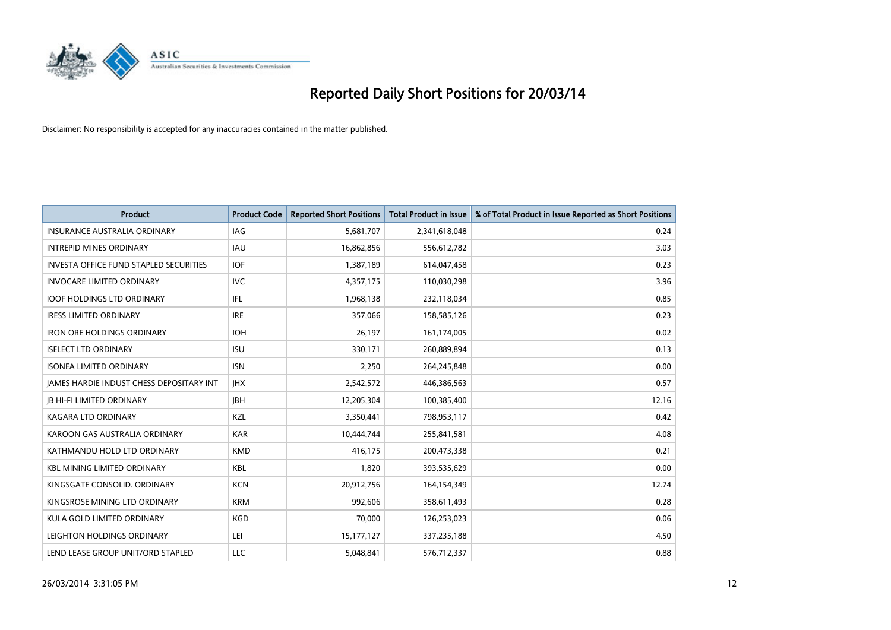# Reported Daily Short Positions for 20/03/14

Disclaimer: No responsibility is accepted for any inaccuracies contained in the matter published.

| Product | Product Code | Reported Short Positions | Total Product in Issue | % of Total Product in Issue Reported as Short Positions |
|---|---|---|---|---|
| INSURANCE AUSTRALIA ORDINARY | IAG | 5,681,707 | 2,341,618,048 | 0.24 |
| INTREPID MINES ORDINARY | IAU | 16,862,856 | 556,612,782 | 3.03 |
| INVESTA OFFICE FUND STAPLED SECURITIES | IOF | 1,387,189 | 614,047,458 | 0.23 |
| INVOCARE LIMITED ORDINARY | IVC | 4,357,175 | 110,030,298 | 3.96 |
| IOOF HOLDINGS LTD ORDINARY | IFL | 1,968,138 | 232,118,034 | 0.85 |
| IRESS LIMITED ORDINARY | IRE | 357,066 | 158,585,126 | 0.23 |
| IRON ORE HOLDINGS ORDINARY | IOH | 26,197 | 161,174,005 | 0.02 |
| ISELECT LTD ORDINARY | ISU | 330,171 | 260,889,894 | 0.13 |
| ISONEA LIMITED ORDINARY | ISN | 2,250 | 264,245,848 | 0.00 |
| JAMES HARDIE INDUST CHESS DEPOSITARY INT | JHX | 2,542,572 | 446,386,563 | 0.57 |
| JB HI-FI LIMITED ORDINARY | JBH | 12,205,304 | 100,385,400 | 12.16 |
| KAGARA LTD ORDINARY | KZL | 3,350,441 | 798,953,117 | 0.42 |
| KAROON GAS AUSTRALIA ORDINARY | KAR | 10,444,744 | 255,841,581 | 4.08 |
| KATHMANDU HOLD LTD ORDINARY | KMD | 416,175 | 200,473,338 | 0.21 |
| KBL MINING LIMITED ORDINARY | KBL | 1,820 | 393,535,629 | 0.00 |
| KINGSGATE CONSOLID. ORDINARY | KCN | 20,912,756 | 164,154,349 | 12.74 |
| KINGSROSE MINING LTD ORDINARY | KRM | 992,606 | 358,611,493 | 0.28 |
| KULA GOLD LIMITED ORDINARY | KGD | 70,000 | 126,253,023 | 0.06 |
| LEIGHTON HOLDINGS ORDINARY | LEI | 15,177,127 | 337,235,188 | 4.50 |
| LEND LEASE GROUP UNIT/ORD STAPLED | LLC | 5,048,841 | 576,712,337 | 0.88 |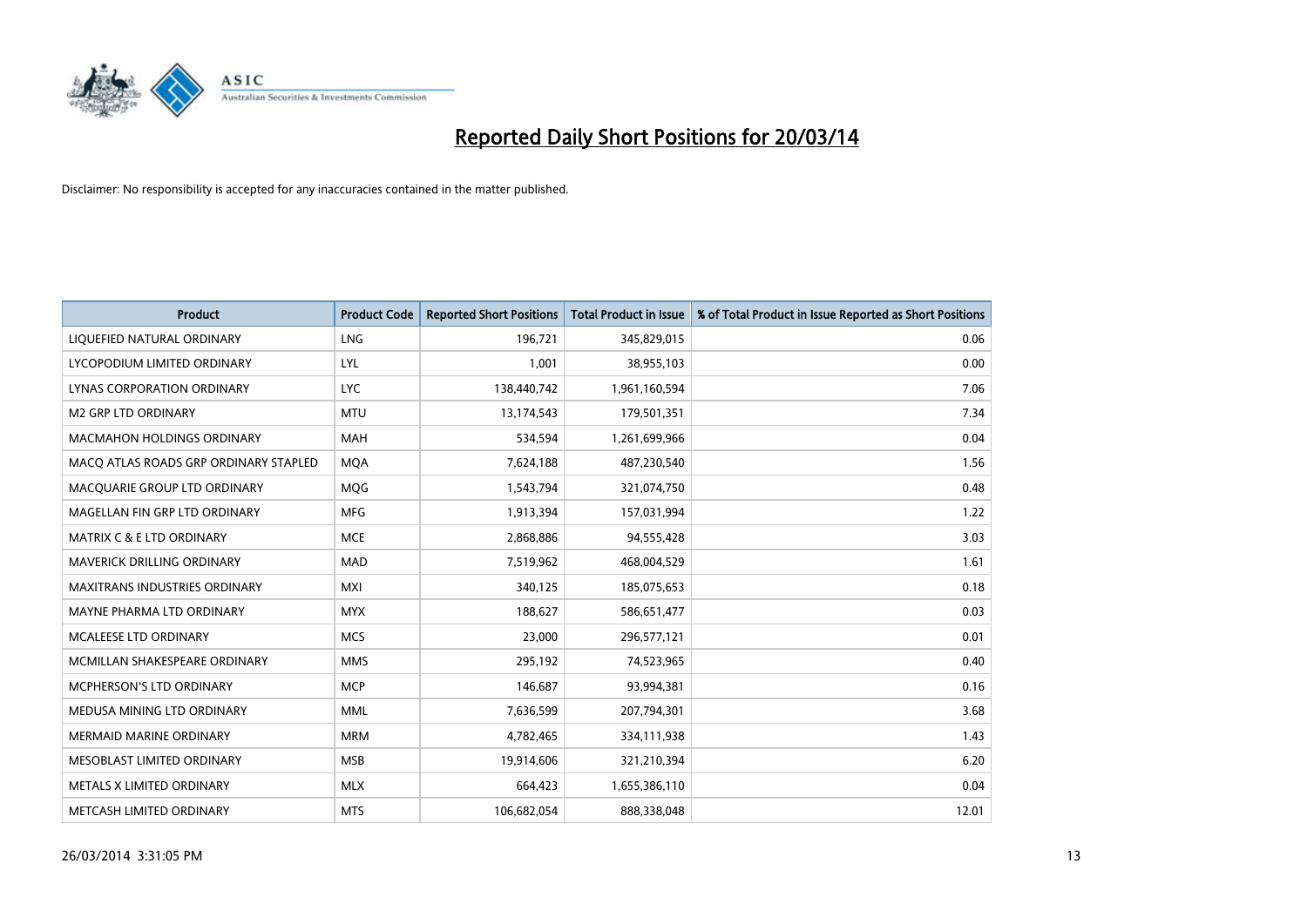# Reported Daily Short Positions for 20/03/14

Disclaimer: No responsibility is accepted for any inaccuracies contained in the matter published.

| Product | Product Code | Reported Short Positions | Total Product in Issue | % of Total Product in Issue Reported as Short Positions |
|---|---|---|---|---|
| LIQUEFIED NATURAL ORDINARY | LNG | 196,721 | 345,829,015 | 0.06 |
| LYCOPODIUM LIMITED ORDINARY | LYL | 1,001 | 38,955,103 | 0.00 |
| LYNAS CORPORATION ORDINARY | LYC | 138,440,742 | 1,961,160,594 | 7.06 |
| M2 GRP LTD ORDINARY | MTU | 13,174,543 | 179,501,351 | 7.34 |
| MACMAHON HOLDINGS ORDINARY | MAH | 534,594 | 1,261,699,966 | 0.04 |
| MACQ ATLAS ROADS GRP ORDINARY STAPLED | MQA | 7,624,188 | 487,230,540 | 1.56 |
| MACQUARIE GROUP LTD ORDINARY | MQG | 1,543,794 | 321,074,750 | 0.48 |
| MAGELLAN FIN GRP LTD ORDINARY | MFG | 1,913,394 | 157,031,994 | 1.22 |
| MATRIX C & E LTD ORDINARY | MCE | 2,868,886 | 94,555,428 | 3.03 |
| MAVERICK DRILLING ORDINARY | MAD | 7,519,962 | 468,004,529 | 1.61 |
| MAXITRANS INDUSTRIES ORDINARY | MXI | 340,125 | 185,075,653 | 0.18 |
| MAYNE PHARMA LTD ORDINARY | MYX | 188,627 | 586,651,477 | 0.03 |
| MCALEESE LTD ORDINARY | MCS | 23,000 | 296,577,121 | 0.01 |
| MCMILLAN SHAKESPEARE ORDINARY | MMS | 295,192 | 74,523,965 | 0.40 |
| MCPHERSON'S LTD ORDINARY | MCP | 146,687 | 93,994,381 | 0.16 |
| MEDUSA MINING LTD ORDINARY | MML | 7,636,599 | 207,794,301 | 3.68 |
| MERMAID MARINE ORDINARY | MRM | 4,782,465 | 334,111,938 | 1.43 |
| MESOBLAST LIMITED ORDINARY | MSB | 19,914,606 | 321,210,394 | 6.20 |
| METALS X LIMITED ORDINARY | MLX | 664,423 | 1,655,386,110 | 0.04 |
| METCASH LIMITED ORDINARY | MTS | 106,682,054 | 888,338,048 | 12.01 |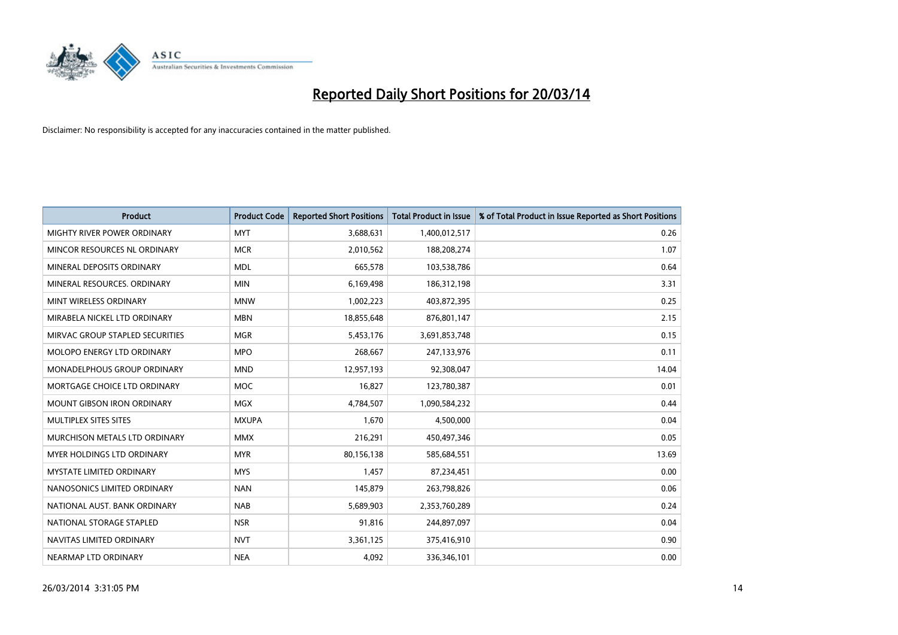# Reported Daily Short Positions for 20/03/14

Disclaimer: No responsibility is accepted for any inaccuracies contained in the matter published.

| Product | Product Code | Reported Short Positions | Total Product in Issue | % of Total Product in Issue Reported as Short Positions |
|---|---|---|---|---|
| MIGHTY RIVER POWER ORDINARY | MYT | 3,688,631 | 1,400,012,517 | 0.26 |
| MINCOR RESOURCES NL ORDINARY | MCR | 2,010,562 | 188,208,274 | 1.07 |
| MINERAL DEPOSITS ORDINARY | MDL | 665,578 | 103,538,786 | 0.64 |
| MINERAL RESOURCES. ORDINARY | MIN | 6,169,498 | 186,312,198 | 3.31 |
| MINT WIRELESS ORDINARY | MNW | 1,002,223 | 403,872,395 | 0.25 |
| MIRABELA NICKEL LTD ORDINARY | MBN | 18,855,648 | 876,801,147 | 2.15 |
| MIRVAC GROUP STAPLED SECURITIES | MGR | 5,453,176 | 3,691,853,748 | 0.15 |
| MOLOPO ENERGY LTD ORDINARY | MPO | 268,667 | 247,133,976 | 0.11 |
| MONADELPHOUS GROUP ORDINARY | MND | 12,957,193 | 92,308,047 | 14.04 |
| MORTGAGE CHOICE LTD ORDINARY | MOC | 16,827 | 123,780,387 | 0.01 |
| MOUNT GIBSON IRON ORDINARY | MGX | 4,784,507 | 1,090,584,232 | 0.44 |
| MULTIPLEX SITES SITES | MXUPA | 1,670 | 4,500,000 | 0.04 |
| MURCHISON METALS LTD ORDINARY | MMX | 216,291 | 450,497,346 | 0.05 |
| MYER HOLDINGS LTD ORDINARY | MYR | 80,156,138 | 585,684,551 | 13.69 |
| MYSTATE LIMITED ORDINARY | MYS | 1,457 | 87,234,451 | 0.00 |
| NANOSONICS LIMITED ORDINARY | NAN | 145,879 | 263,798,826 | 0.06 |
| NATIONAL AUST. BANK ORDINARY | NAB | 5,689,903 | 2,353,760,289 | 0.24 |
| NATIONAL STORAGE STAPLED | NSR | 91,816 | 244,897,097 | 0.04 |
| NAVITAS LIMITED ORDINARY | NVT | 3,361,125 | 375,416,910 | 0.90 |
| NEARMAP LTD ORDINARY | NEA | 4,092 | 336,346,101 | 0.00 |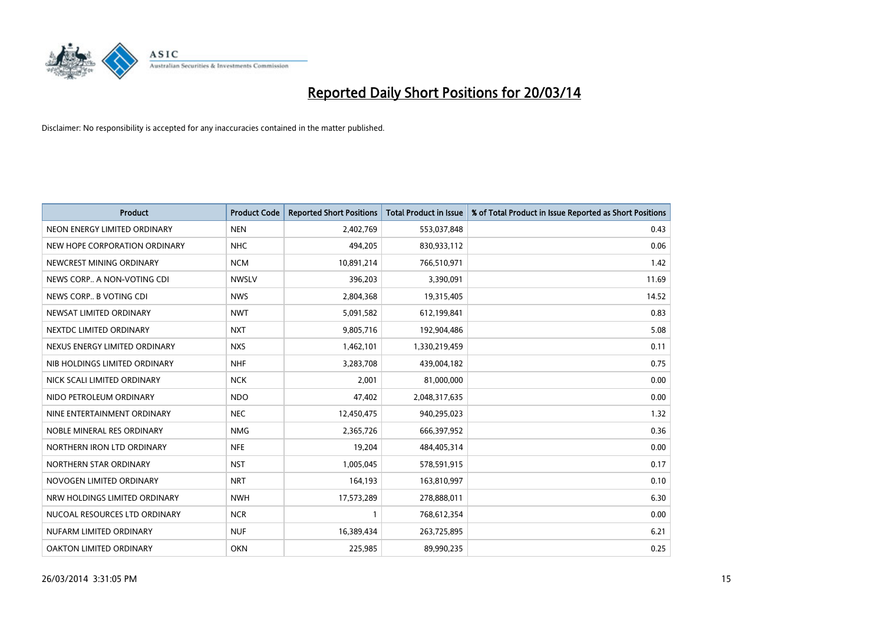# Reported Daily Short Positions for 20/03/14

Disclaimer: No responsibility is accepted for any inaccuracies contained in the matter published.

| Product | Product Code | Reported Short Positions | Total Product in Issue | % of Total Product in Issue Reported as Short Positions |
|---|---|---|---|---|
| NEON ENERGY LIMITED ORDINARY | NEN | 2,402,769 | 553,037,848 | 0.43 |
| NEW HOPE CORPORATION ORDINARY | NHC | 494,205 | 830,933,112 | 0.06 |
| NEWCREST MINING ORDINARY | NCM | 10,891,214 | 766,510,971 | 1.42 |
| NEWS CORP.. A NON-VOTING CDI | NWSLV | 396,203 | 3,390,091 | 11.69 |
| NEWS CORP.. B VOTING CDI | NWS | 2,804,368 | 19,315,405 | 14.52 |
| NEWSAT LIMITED ORDINARY | NWT | 5,091,582 | 612,199,841 | 0.83 |
| NEXTDC LIMITED ORDINARY | NXT | 9,805,716 | 192,904,486 | 5.08 |
| NEXUS ENERGY LIMITED ORDINARY | NXS | 1,462,101 | 1,330,219,459 | 0.11 |
| NIB HOLDINGS LIMITED ORDINARY | NHF | 3,283,708 | 439,004,182 | 0.75 |
| NICK SCALI LIMITED ORDINARY | NCK | 2,001 | 81,000,000 | 0.00 |
| NIDO PETROLEUM ORDINARY | NDO | 47,402 | 2,048,317,635 | 0.00 |
| NINE ENTERTAINMENT ORDINARY | NEC | 12,450,475 | 940,295,023 | 1.32 |
| NOBLE MINERAL RES ORDINARY | NMG | 2,365,726 | 666,397,952 | 0.36 |
| NORTHERN IRON LTD ORDINARY | NFE | 19,204 | 484,405,314 | 0.00 |
| NORTHERN STAR ORDINARY | NST | 1,005,045 | 578,591,915 | 0.17 |
| NOVOGEN LIMITED ORDINARY | NRT | 164,193 | 163,810,997 | 0.10 |
| NRW HOLDINGS LIMITED ORDINARY | NWH | 17,573,289 | 278,888,011 | 6.30 |
| NUCOAL RESOURCES LTD ORDINARY | NCR | 1 | 768,612,354 | 0.00 |
| NUFARM LIMITED ORDINARY | NUF | 16,389,434 | 263,725,895 | 6.21 |
| OAKTON LIMITED ORDINARY | OKN | 225,985 | 89,990,235 | 0.25 |

26/03/2014 3:31:05 PM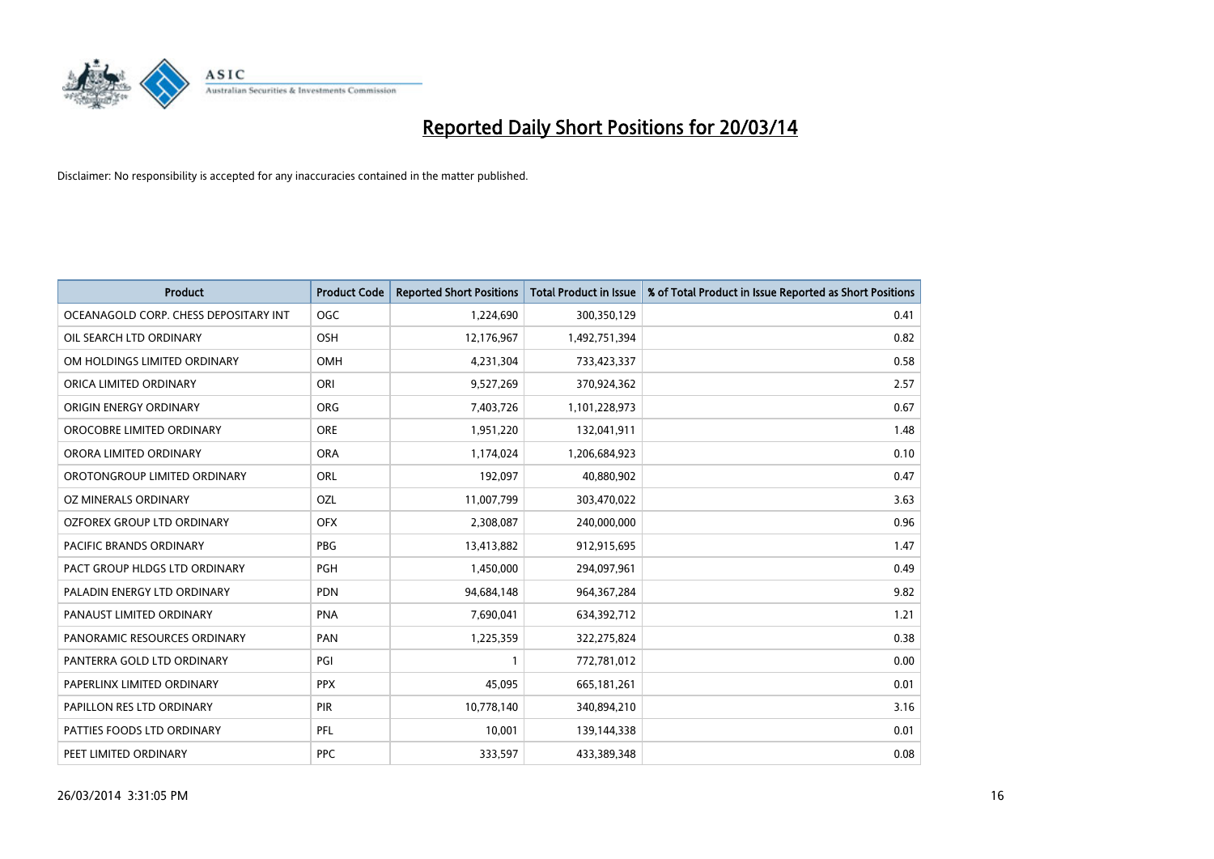# Reported Daily Short Positions for 20/03/14

Disclaimer: No responsibility is accepted for any inaccuracies contained in the matter published.

| Product | Product Code | Reported Short Positions | Total Product in Issue | % of Total Product in Issue Reported as Short Positions |
|---|---|---|---|---|
| OCEANAGOLD CORP. CHESS DEPOSITARY INT | OGC | 1,224,690 | 300,350,129 | 0.41 |
| OIL SEARCH LTD ORDINARY | OSH | 12,176,967 | 1,492,751,394 | 0.82 |
| OM HOLDINGS LIMITED ORDINARY | OMH | 4,231,304 | 733,423,337 | 0.58 |
| ORICA LIMITED ORDINARY | ORI | 9,527,269 | 370,924,362 | 2.57 |
| ORIGIN ENERGY ORDINARY | ORG | 7,403,726 | 1,101,228,973 | 0.67 |
| OROCOBRE LIMITED ORDINARY | ORE | 1,951,220 | 132,041,911 | 1.48 |
| ORORA LIMITED ORDINARY | ORA | 1,174,024 | 1,206,684,923 | 0.10 |
| OROTONGROUP LIMITED ORDINARY | ORL | 192,097 | 40,880,902 | 0.47 |
| OZ MINERALS ORDINARY | OZL | 11,007,799 | 303,470,022 | 3.63 |
| OZFOREX GROUP LTD ORDINARY | OFX | 2,308,087 | 240,000,000 | 0.96 |
| PACIFIC BRANDS ORDINARY | PBG | 13,413,882 | 912,915,695 | 1.47 |
| PACT GROUP HLDGS LTD ORDINARY | PGH | 1,450,000 | 294,097,961 | 0.49 |
| PALADIN ENERGY LTD ORDINARY | PDN | 94,684,148 | 964,367,284 | 9.82 |
| PANAUST LIMITED ORDINARY | PNA | 7,690,041 | 634,392,712 | 1.21 |
| PANORAMIC RESOURCES ORDINARY | PAN | 1,225,359 | 322,275,824 | 0.38 |
| PANTERRA GOLD LTD ORDINARY | PGI | 1 | 772,781,012 | 0.00 |
| PAPERLINX LIMITED ORDINARY | PPX | 45,095 | 665,181,261 | 0.01 |
| PAPILLON RES LTD ORDINARY | PIR | 10,778,140 | 340,894,210 | 3.16 |
| PATTIES FOODS LTD ORDINARY | PFL | 10,001 | 139,144,338 | 0.01 |
| PEET LIMITED ORDINARY | PPC | 333,597 | 433,389,348 | 0.08 |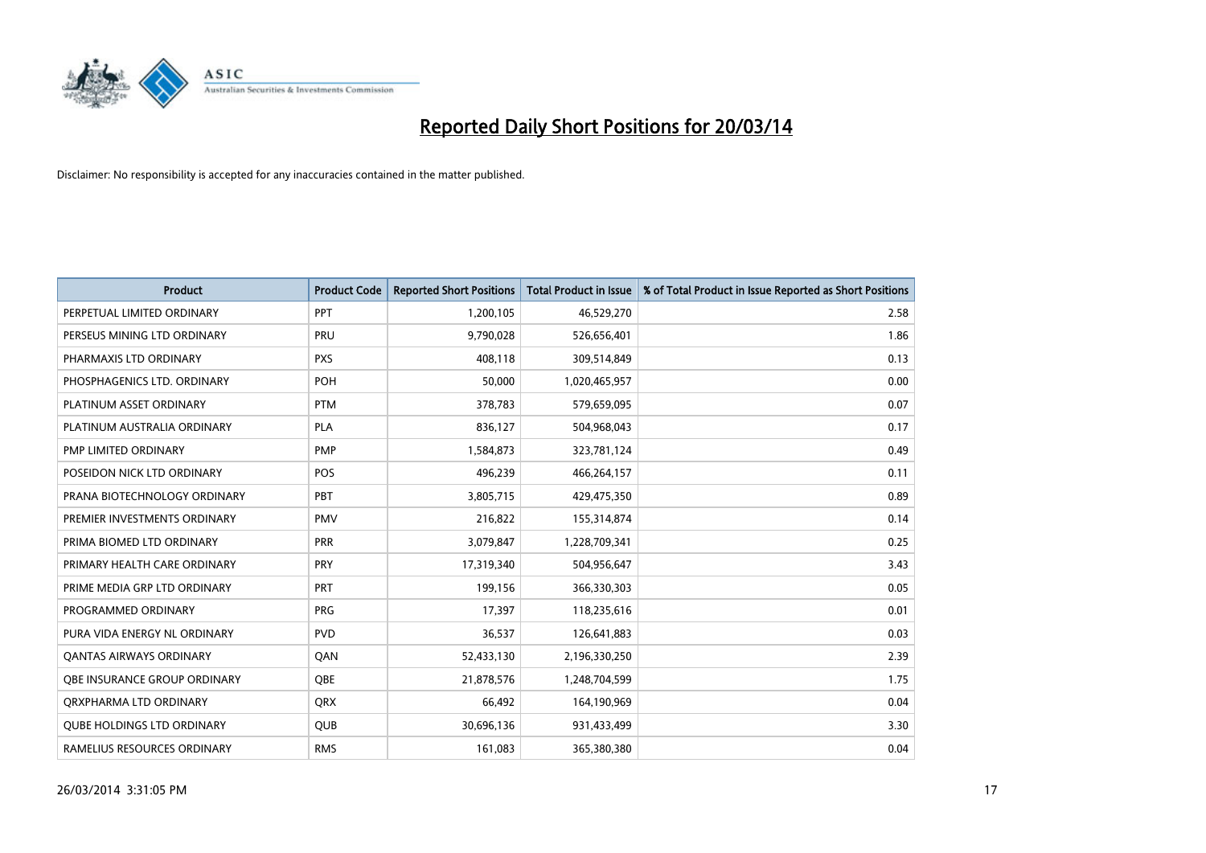# Reported Daily Short Positions for 20/03/14

Disclaimer: No responsibility is accepted for any inaccuracies contained in the matter published.

| Product | Product Code | Reported Short Positions | Total Product in Issue | % of Total Product in Issue Reported as Short Positions |
| --- | --- | --- | --- | --- |
| PERPETUAL LIMITED ORDINARY | PPT | 1,200,105 | 46,529,270 | 2.58 |
| PERSEUS MINING LTD ORDINARY | PRU | 9,790,028 | 526,656,401 | 1.86 |
| PHARMAXIS LTD ORDINARY | PXS | 408,118 | 309,514,849 | 0.13 |
| PHOSPHAGENICS LTD. ORDINARY | POH | 50,000 | 1,020,465,957 | 0.00 |
| PLATINUM ASSET ORDINARY | PTM | 378,783 | 579,659,095 | 0.07 |
| PLATINUM AUSTRALIA ORDINARY | PLA | 836,127 | 504,968,043 | 0.17 |
| PMP LIMITED ORDINARY | PMP | 1,584,873 | 323,781,124 | 0.49 |
| POSEIDON NICK LTD ORDINARY | POS | 496,239 | 466,264,157 | 0.11 |
| PRANA BIOTECHNOLOGY ORDINARY | PBT | 3,805,715 | 429,475,350 | 0.89 |
| PREMIER INVESTMENTS ORDINARY | PMV | 216,822 | 155,314,874 | 0.14 |
| PRIMA BIOMED LTD ORDINARY | PRR | 3,079,847 | 1,228,709,341 | 0.25 |
| PRIMARY HEALTH CARE ORDINARY | PRY | 17,319,340 | 504,956,647 | 3.43 |
| PRIME MEDIA GRP LTD ORDINARY | PRT | 199,156 | 366,330,303 | 0.05 |
| PROGRAMMED ORDINARY | PRG | 17,397 | 118,235,616 | 0.01 |
| PURA VIDA ENERGY NL ORDINARY | PVD | 36,537 | 126,641,883 | 0.03 |
| QANTAS AIRWAYS ORDINARY | QAN | 52,433,130 | 2,196,330,250 | 2.39 |
| QBE INSURANCE GROUP ORDINARY | QBE | 21,878,576 | 1,248,704,599 | 1.75 |
| QRXPHARMA LTD ORDINARY | QRX | 66,492 | 164,190,969 | 0.04 |
| QUBE HOLDINGS LTD ORDINARY | QUB | 30,696,136 | 931,433,499 | 3.30 |
| RAMELIUS RESOURCES ORDINARY | RMS | 161,083 | 365,380,380 | 0.04 |

26/03/2014 3:31:05 PM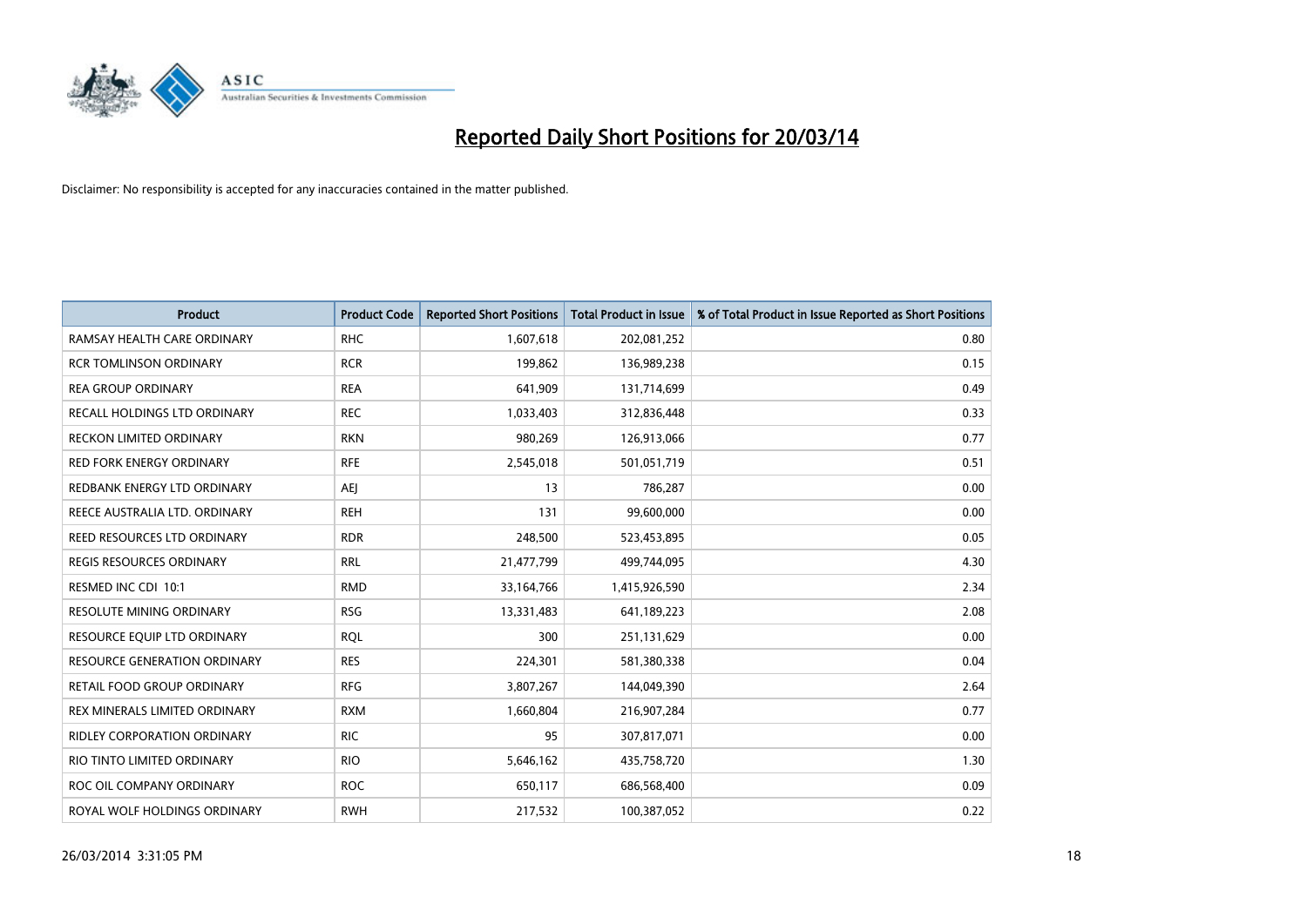# Reported Daily Short Positions for 20/03/14

Disclaimer: No responsibility is accepted for any inaccuracies contained in the matter published.

| Product | Product Code | Reported Short Positions | Total Product in Issue | % of Total Product in Issue Reported as Short Positions |
|---|---|---|---|---|
| RAMSAY HEALTH CARE ORDINARY | RHC | 1,607,618 | 202,081,252 | 0.80 |
| RCR TOMLINSON ORDINARY | RCR | 199,862 | 136,989,238 | 0.15 |
| REA GROUP ORDINARY | REA | 641,909 | 131,714,699 | 0.49 |
| RECALL HOLDINGS LTD ORDINARY | REC | 1,033,403 | 312,836,448 | 0.33 |
| RECKON LIMITED ORDINARY | RKN | 980,269 | 126,913,066 | 0.77 |
| RED FORK ENERGY ORDINARY | RFE | 2,545,018 | 501,051,719 | 0.51 |
| REDBANK ENERGY LTD ORDINARY | AEJ | 13 | 786,287 | 0.00 |
| REECE AUSTRALIA LTD. ORDINARY | REH | 131 | 99,600,000 | 0.00 |
| REED RESOURCES LTD ORDINARY | RDR | 248,500 | 523,453,895 | 0.05 |
| REGIS RESOURCES ORDINARY | RRL | 21,477,799 | 499,744,095 | 4.30 |
| RESMED INC CDI 10:1 | RMD | 33,164,766 | 1,415,926,590 | 2.34 |
| RESOLUTE MINING ORDINARY | RSG | 13,331,483 | 641,189,223 | 2.08 |
| RESOURCE EQUIP LTD ORDINARY | RQL | 300 | 251,131,629 | 0.00 |
| RESOURCE GENERATION ORDINARY | RES | 224,301 | 581,380,338 | 0.04 |
| RETAIL FOOD GROUP ORDINARY | RFG | 3,807,267 | 144,049,390 | 2.64 |
| REX MINERALS LIMITED ORDINARY | RXM | 1,660,804 | 216,907,284 | 0.77 |
| RIDLEY CORPORATION ORDINARY | RIC | 95 | 307,817,071 | 0.00 |
| RIO TINTO LIMITED ORDINARY | RIO | 5,646,162 | 435,758,720 | 1.30 |
| ROC OIL COMPANY ORDINARY | ROC | 650,117 | 686,568,400 | 0.09 |
| ROYAL WOLF HOLDINGS ORDINARY | RWH | 217,532 | 100,387,052 | 0.22 |

26/03/2014 3:31:05 PM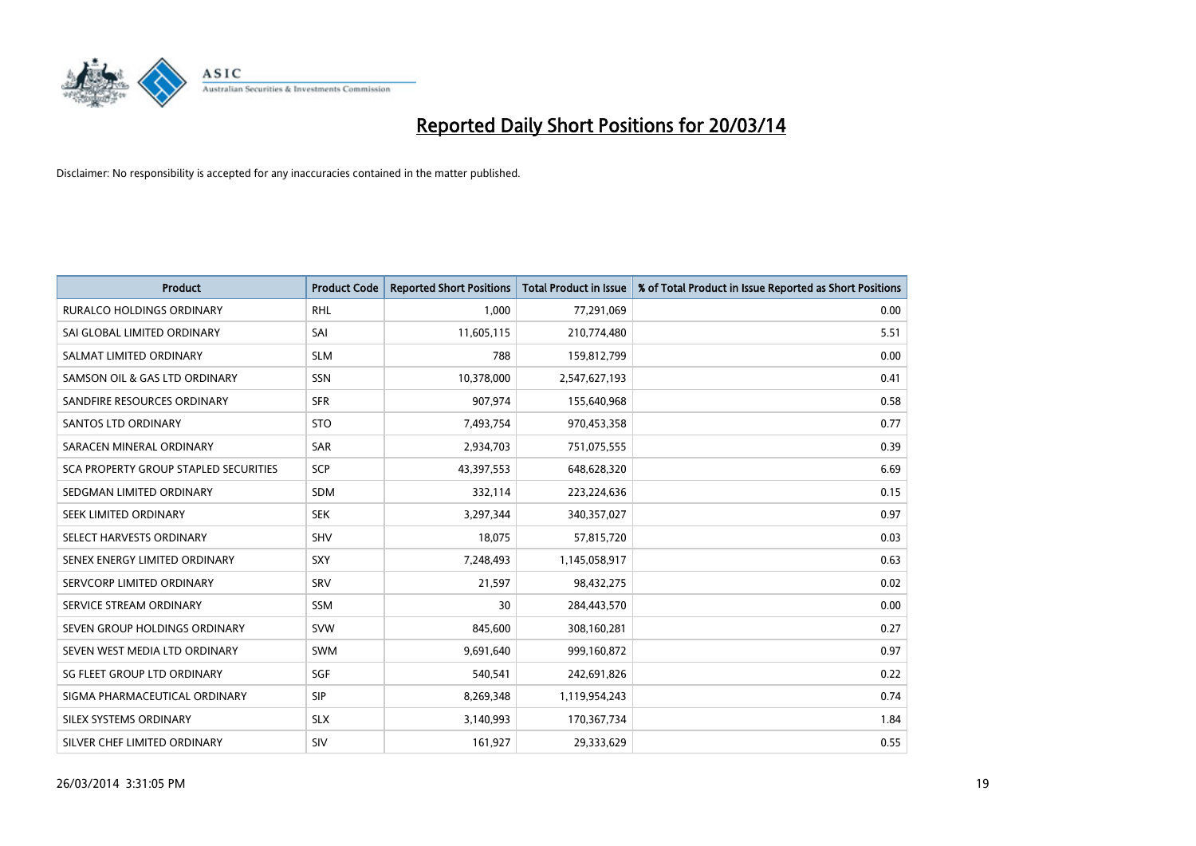# Reported Daily Short Positions for 20/03/14

Disclaimer: No responsibility is accepted for any inaccuracies contained in the matter published.

| Product | Product Code | Reported Short Positions | Total Product in Issue | % of Total Product in Issue Reported as Short Positions |
|---|---|---|---|---|
| RURALCO HOLDINGS ORDINARY | RHL | 1,000 | 77,291,069 | 0.00 |
| SAI GLOBAL LIMITED ORDINARY | SAI | 11,605,115 | 210,774,480 | 5.51 |
| SALMAT LIMITED ORDINARY | SLM | 788 | 159,812,799 | 0.00 |
| SAMSON OIL & GAS LTD ORDINARY | SSN | 10,378,000 | 2,547,627,193 | 0.41 |
| SANDFIRE RESOURCES ORDINARY | SFR | 907,974 | 155,640,968 | 0.58 |
| SANTOS LTD ORDINARY | STO | 7,493,754 | 970,453,358 | 0.77 |
| SARACEN MINERAL ORDINARY | SAR | 2,934,703 | 751,075,555 | 0.39 |
| SCA PROPERTY GROUP STAPLED SECURITIES | SCP | 43,397,553 | 648,628,320 | 6.69 |
| SEDGMAN LIMITED ORDINARY | SDM | 332,114 | 223,224,636 | 0.15 |
| SEEK LIMITED ORDINARY | SEK | 3,297,344 | 340,357,027 | 0.97 |
| SELECT HARVESTS ORDINARY | SHV | 18,075 | 57,815,720 | 0.03 |
| SENEX ENERGY LIMITED ORDINARY | SXY | 7,248,493 | 1,145,058,917 | 0.63 |
| SERVCORP LIMITED ORDINARY | SRV | 21,597 | 98,432,275 | 0.02 |
| SERVICE STREAM ORDINARY | SSM | 30 | 284,443,570 | 0.00 |
| SEVEN GROUP HOLDINGS ORDINARY | SVW | 845,600 | 308,160,281 | 0.27 |
| SEVEN WEST MEDIA LTD ORDINARY | SWM | 9,691,640 | 999,160,872 | 0.97 |
| SG FLEET GROUP LTD ORDINARY | SGF | 540,541 | 242,691,826 | 0.22 |
| SIGMA PHARMACEUTICAL ORDINARY | SIP | 8,269,348 | 1,119,954,243 | 0.74 |
| SILEX SYSTEMS ORDINARY | SLX | 3,140,993 | 170,367,734 | 1.84 |
| SILVER CHEF LIMITED ORDINARY | SIV | 161,927 | 29,333,629 | 0.55 |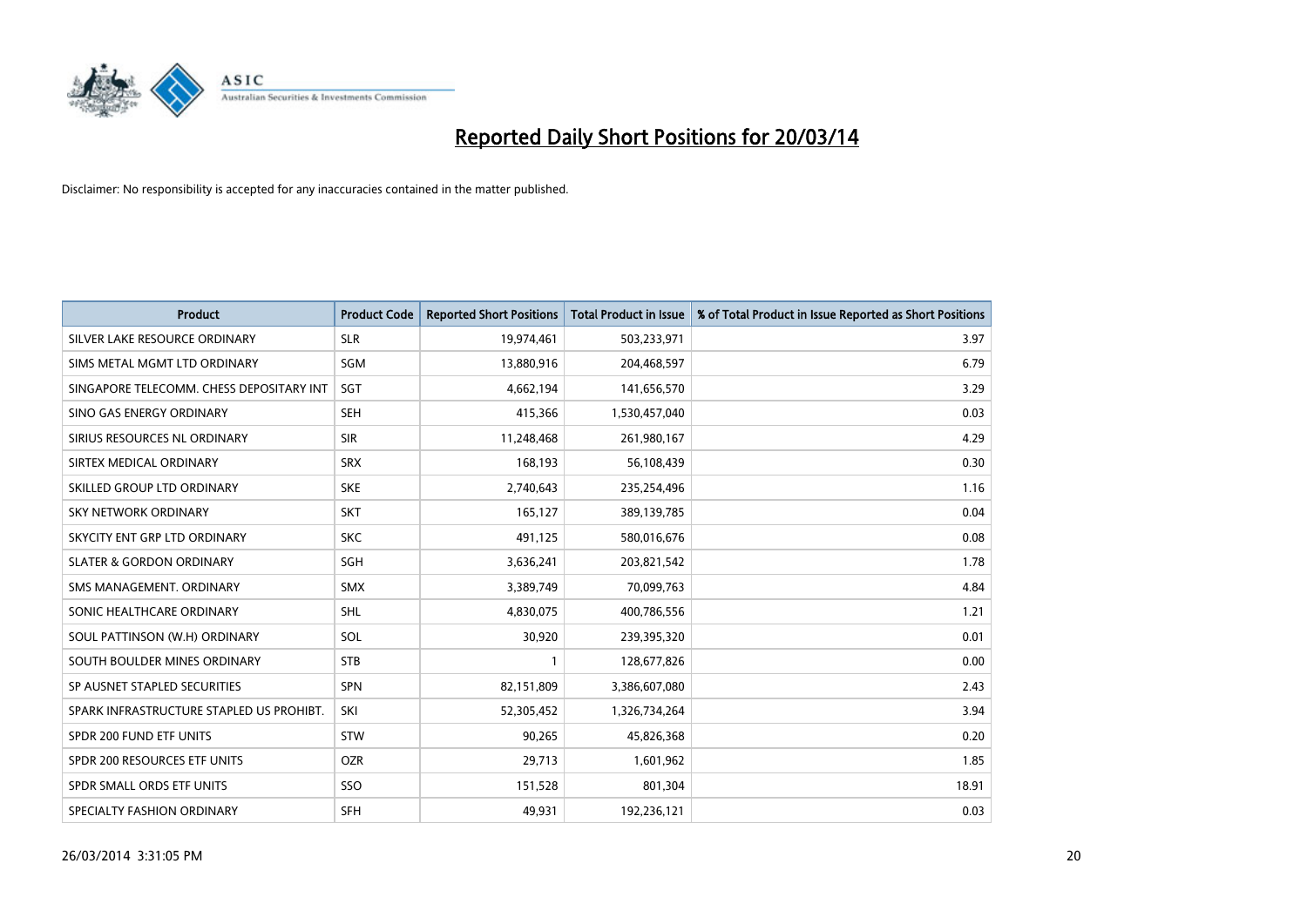# Reported Daily Short Positions for 20/03/14

Disclaimer: No responsibility is accepted for any inaccuracies contained in the matter published.

| Product | Product Code | Reported Short Positions | Total Product in Issue | % of Total Product in Issue Reported as Short Positions |
|---|---|---|---|---|
| SILVER LAKE RESOURCE ORDINARY | SLR | 19,974,461 | 503,233,971 | 3.97 |
| SIMS METAL MGMT LTD ORDINARY | SGM | 13,880,916 | 204,468,597 | 6.79 |
| SINGAPORE TELECOMM. CHESS DEPOSITARY INT | SGT | 4,662,194 | 141,656,570 | 3.29 |
| SINO GAS ENERGY ORDINARY | SEH | 415,366 | 1,530,457,040 | 0.03 |
| SIRIUS RESOURCES NL ORDINARY | SIR | 11,248,468 | 261,980,167 | 4.29 |
| SIRTEX MEDICAL ORDINARY | SRX | 168,193 | 56,108,439 | 0.30 |
| SKILLED GROUP LTD ORDINARY | SKE | 2,740,643 | 235,254,496 | 1.16 |
| SKY NETWORK ORDINARY | SKT | 165,127 | 389,139,785 | 0.04 |
| SKYCITY ENT GRP LTD ORDINARY | SKC | 491,125 | 580,016,676 | 0.08 |
| SLATER & GORDON ORDINARY | SGH | 3,636,241 | 203,821,542 | 1.78 |
| SMS MANAGEMENT. ORDINARY | SMX | 3,389,749 | 70,099,763 | 4.84 |
| SONIC HEALTHCARE ORDINARY | SHL | 4,830,075 | 400,786,556 | 1.21 |
| SOUL PATTINSON (W.H) ORDINARY | SOL | 30,920 | 239,395,320 | 0.01 |
| SOUTH BOULDER MINES ORDINARY | STB | 1 | 128,677,826 | 0.00 |
| SP AUSNET STAPLED SECURITIES | SPN | 82,151,809 | 3,386,607,080 | 2.43 |
| SPARK INFRASTRUCTURE STAPLED US PROHIBT. | SKI | 52,305,452 | 1,326,734,264 | 3.94 |
| SPDR 200 FUND ETF UNITS | STW | 90,265 | 45,826,368 | 0.20 |
| SPDR 200 RESOURCES ETF UNITS | OZR | 29,713 | 1,601,962 | 1.85 |
| SPDR SMALL ORDS ETF UNITS | SSO | 151,528 | 801,304 | 18.91 |
| SPECIALTY FASHION ORDINARY | SFH | 49,931 | 192,236,121 | 0.03 |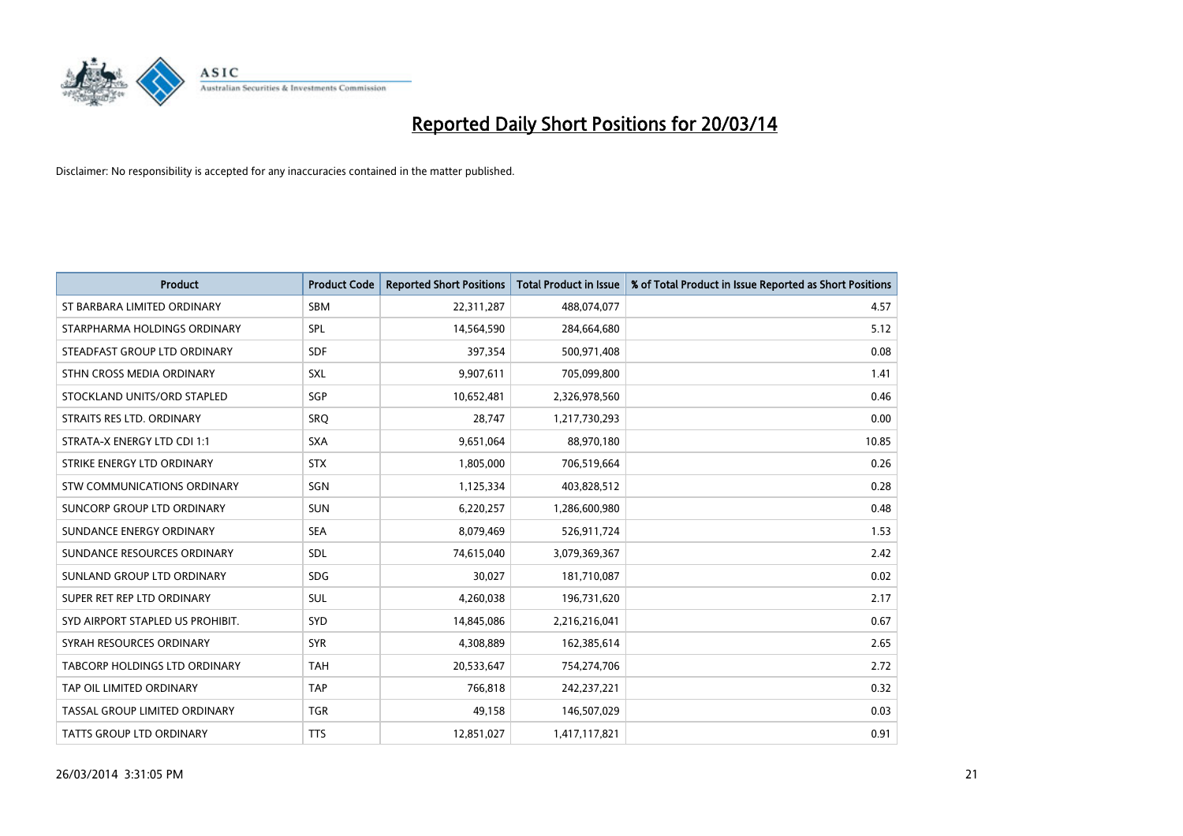# Reported Daily Short Positions for 20/03/14

Disclaimer: No responsibility is accepted for any inaccuracies contained in the matter published.

| Product | Product Code | Reported Short Positions | Total Product in Issue | % of Total Product in Issue Reported as Short Positions |
|---|---|---|---|---|
| ST BARBARA LIMITED ORDINARY | SBM | 22,311,287 | 488,074,077 | 4.57 |
| STARPHARMA HOLDINGS ORDINARY | SPL | 14,564,590 | 284,664,680 | 5.12 |
| STEADFAST GROUP LTD ORDINARY | SDF | 397,354 | 500,971,408 | 0.08 |
| STHN CROSS MEDIA ORDINARY | SXL | 9,907,611 | 705,099,800 | 1.41 |
| STOCKLAND UNITS/ORD STAPLED | SGP | 10,652,481 | 2,326,978,560 | 0.46 |
| STRAITS RES LTD. ORDINARY | SRQ | 28,747 | 1,217,730,293 | 0.00 |
| STRATA-X ENERGY LTD CDI 1:1 | SXA | 9,651,064 | 88,970,180 | 10.85 |
| STRIKE ENERGY LTD ORDINARY | STX | 1,805,000 | 706,519,664 | 0.26 |
| STW COMMUNICATIONS ORDINARY | SGN | 1,125,334 | 403,828,512 | 0.28 |
| SUNCORP GROUP LTD ORDINARY | SUN | 6,220,257 | 1,286,600,980 | 0.48 |
| SUNDANCE ENERGY ORDINARY | SEA | 8,079,469 | 526,911,724 | 1.53 |
| SUNDANCE RESOURCES ORDINARY | SDL | 74,615,040 | 3,079,369,367 | 2.42 |
| SUNLAND GROUP LTD ORDINARY | SDG | 30,027 | 181,710,087 | 0.02 |
| SUPER RET REP LTD ORDINARY | SUL | 4,260,038 | 196,731,620 | 2.17 |
| SYD AIRPORT STAPLED US PROHIBIT. | SYD | 14,845,086 | 2,216,216,041 | 0.67 |
| SYRAH RESOURCES ORDINARY | SYR | 4,308,889 | 162,385,614 | 2.65 |
| TABCORP HOLDINGS LTD ORDINARY | TAH | 20,533,647 | 754,274,706 | 2.72 |
| TAP OIL LIMITED ORDINARY | TAP | 766,818 | 242,237,221 | 0.32 |
| TASSAL GROUP LIMITED ORDINARY | TGR | 49,158 | 146,507,029 | 0.03 |
| TATTS GROUP LTD ORDINARY | TTS | 12,851,027 | 1,417,117,821 | 0.91 |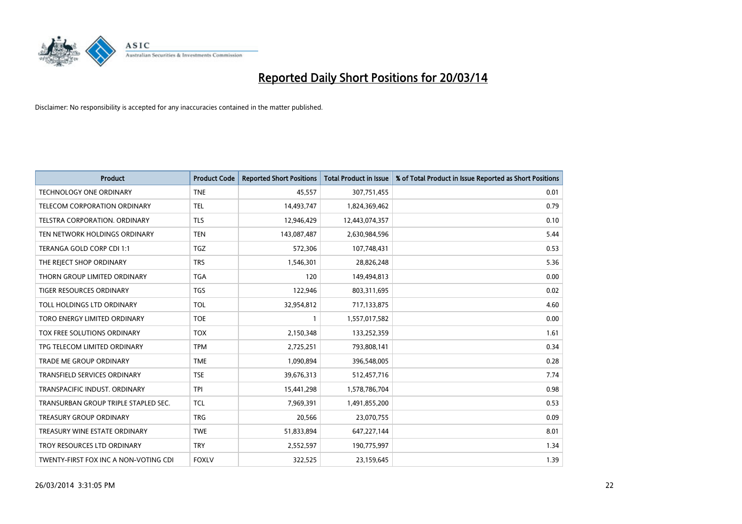# Reported Daily Short Positions for 20/03/14

Disclaimer: No responsibility is accepted for any inaccuracies contained in the matter published.

| Product | Product Code | Reported Short Positions | Total Product in Issue | % of Total Product in Issue Reported as Short Positions |
| --- | --- | --- | --- | --- |
| TECHNOLOGY ONE ORDINARY | TNE | 45,557 | 307,751,455 | 0.01 |
| TELECOM CORPORATION ORDINARY | TEL | 14,493,747 | 1,824,369,462 | 0.79 |
| TELSTRA CORPORATION. ORDINARY | TLS | 12,946,429 | 12,443,074,357 | 0.10 |
| TEN NETWORK HOLDINGS ORDINARY | TEN | 143,087,487 | 2,630,984,596 | 5.44 |
| TERANGA GOLD CORP CDI 1:1 | TGZ | 572,306 | 107,748,431 | 0.53 |
| THE REJECT SHOP ORDINARY | TRS | 1,546,301 | 28,826,248 | 5.36 |
| THORN GROUP LIMITED ORDINARY | TGA | 120 | 149,494,813 | 0.00 |
| TIGER RESOURCES ORDINARY | TGS | 122,946 | 803,311,695 | 0.02 |
| TOLL HOLDINGS LTD ORDINARY | TOL | 32,954,812 | 717,133,875 | 4.60 |
| TORO ENERGY LIMITED ORDINARY | TOE | 1 | 1,557,017,582 | 0.00 |
| TOX FREE SOLUTIONS ORDINARY | TOX | 2,150,348 | 133,252,359 | 1.61 |
| TPG TELECOM LIMITED ORDINARY | TPM | 2,725,251 | 793,808,141 | 0.34 |
| TRADE ME GROUP ORDINARY | TME | 1,090,894 | 396,548,005 | 0.28 |
| TRANSFIELD SERVICES ORDINARY | TSE | 39,676,313 | 512,457,716 | 7.74 |
| TRANSPACIFIC INDUST. ORDINARY | TPI | 15,441,298 | 1,578,786,704 | 0.98 |
| TRANSURBAN GROUP TRIPLE STAPLED SEC. | TCL | 7,969,391 | 1,491,855,200 | 0.53 |
| TREASURY GROUP ORDINARY | TRG | 20,566 | 23,070,755 | 0.09 |
| TREASURY WINE ESTATE ORDINARY | TWE | 51,833,894 | 647,227,144 | 8.01 |
| TROY RESOURCES LTD ORDINARY | TRY | 2,552,597 | 190,775,997 | 1.34 |
| TWENTY-FIRST FOX INC A NON-VOTING CDI | FOXLV | 322,525 | 23,159,645 | 1.39 |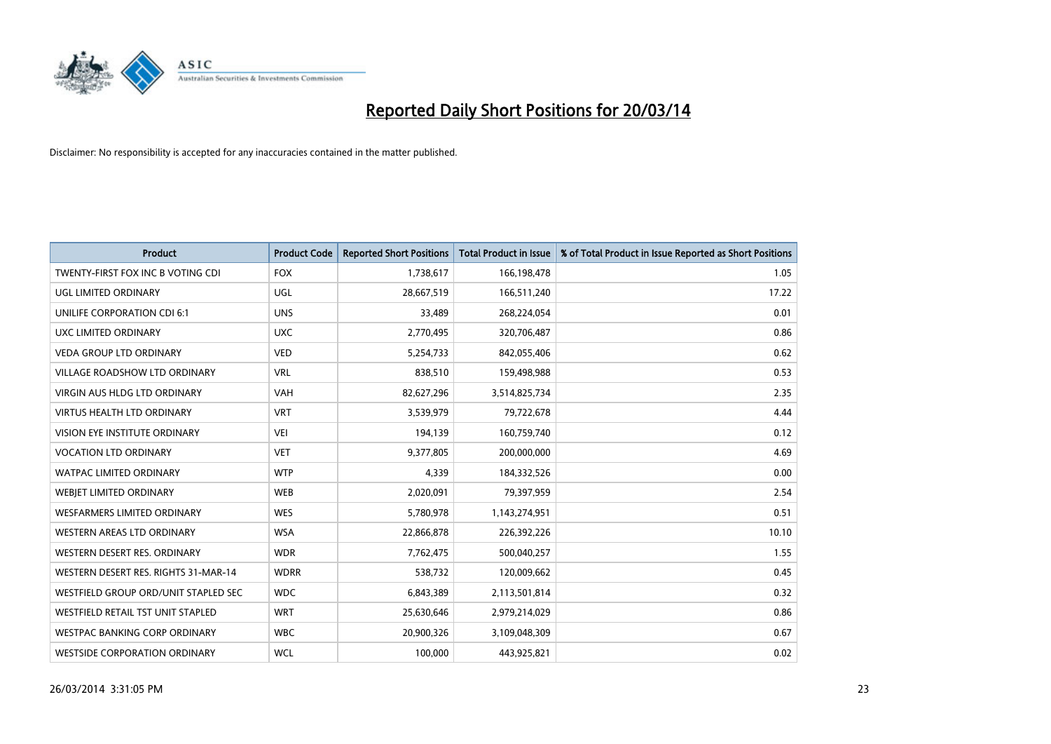# Reported Daily Short Positions for 20/03/14

Disclaimer: No responsibility is accepted for any inaccuracies contained in the matter published.

| Product | Product Code | Reported Short Positions | Total Product in Issue | % of Total Product in Issue Reported as Short Positions |
|---|---|---|---|---|
| TWENTY-FIRST FOX INC B VOTING CDI | FOX | 1,738,617 | 166,198,478 | 1.05 |
| UGL LIMITED ORDINARY | UGL | 28,667,519 | 166,511,240 | 17.22 |
| UNILIFE CORPORATION CDI 6:1 | UNS | 33,489 | 268,224,054 | 0.01 |
| UXC LIMITED ORDINARY | UXC | 2,770,495 | 320,706,487 | 0.86 |
| VEDA GROUP LTD ORDINARY | VED | 5,254,733 | 842,055,406 | 0.62 |
| VILLAGE ROADSHOW LTD ORDINARY | VRL | 838,510 | 159,498,988 | 0.53 |
| VIRGIN AUS HLDG LTD ORDINARY | VAH | 82,627,296 | 3,514,825,734 | 2.35 |
| VIRTUS HEALTH LTD ORDINARY | VRT | 3,539,979 | 79,722,678 | 4.44 |
| VISION EYE INSTITUTE ORDINARY | VEI | 194,139 | 160,759,740 | 0.12 |
| VOCATION LTD ORDINARY | VET | 9,377,805 | 200,000,000 | 4.69 |
| WATPAC LIMITED ORDINARY | WTP | 4,339 | 184,332,526 | 0.00 |
| WEBJET LIMITED ORDINARY | WEB | 2,020,091 | 79,397,959 | 2.54 |
| WESFARMERS LIMITED ORDINARY | WES | 5,780,978 | 1,143,274,951 | 0.51 |
| WESTERN AREAS LTD ORDINARY | WSA | 22,866,878 | 226,392,226 | 10.10 |
| WESTERN DESERT RES. ORDINARY | WDR | 7,762,475 | 500,040,257 | 1.55 |
| WESTERN DESERT RES. RIGHTS 31-MAR-14 | WDRR | 538,732 | 120,009,662 | 0.45 |
| WESTFIELD GROUP ORD/UNIT STAPLED SEC | WDC | 6,843,389 | 2,113,501,814 | 0.32 |
| WESTFIELD RETAIL TST UNIT STAPLED | WRT | 25,630,646 | 2,979,214,029 | 0.86 |
| WESTPAC BANKING CORP ORDINARY | WBC | 20,900,326 | 3,109,048,309 | 0.67 |
| WESTSIDE CORPORATION ORDINARY | WCL | 100,000 | 443,925,821 | 0.02 |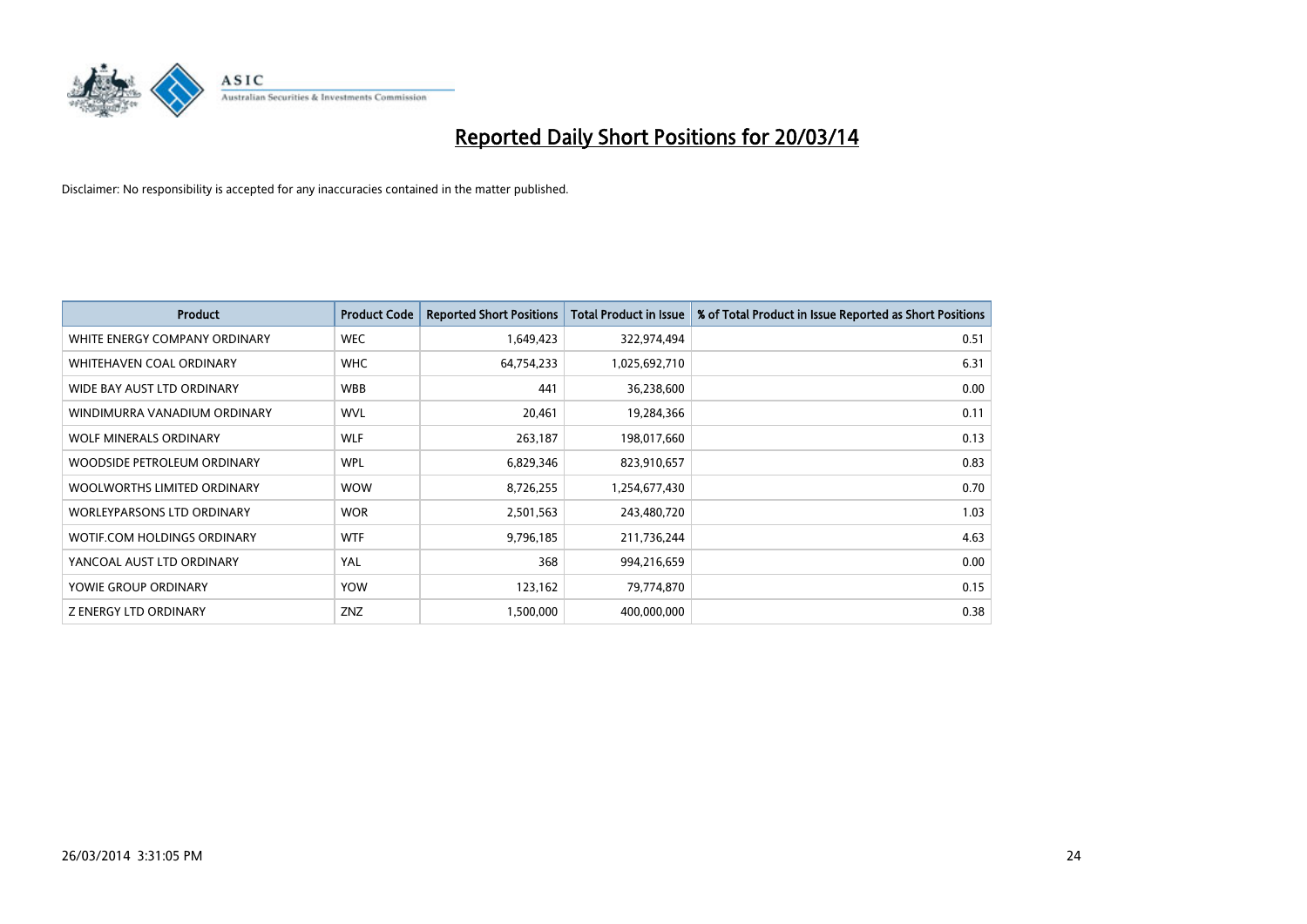# Reported Daily Short Positions for 20/03/14

Disclaimer: No responsibility is accepted for any inaccuracies contained in the matter published.

| Product | Product Code | Reported Short Positions | Total Product in Issue | % of Total Product in Issue Reported as Short Positions |
| --- | --- | --- | --- | --- |
| WHITE ENERGY COMPANY ORDINARY | WEC | 1,649,423 | 322,974,494 | 0.51 |
| WHITEHAVEN COAL ORDINARY | WHC | 64,754,233 | 1,025,692,710 | 6.31 |
| WIDE BAY AUST LTD ORDINARY | WBB | 441 | 36,238,600 | 0.00 |
| WINDIMURRA VANADIUM ORDINARY | WVL | 20,461 | 19,284,366 | 0.11 |
| WOLF MINERALS ORDINARY | WLF | 263,187 | 198,017,660 | 0.13 |
| WOODSIDE PETROLEUM ORDINARY | WPL | 6,829,346 | 823,910,657 | 0.83 |
| WOOLWORTHS LIMITED ORDINARY | WOW | 8,726,255 | 1,254,677,430 | 0.70 |
| WORLEYPARSONS LTD ORDINARY | WOR | 2,501,563 | 243,480,720 | 1.03 |
| WOTIF.COM HOLDINGS ORDINARY | WTF | 9,796,185 | 211,736,244 | 4.63 |
| YANCOAL AUST LTD ORDINARY | YAL | 368 | 994,216,659 | 0.00 |
| YOWIE GROUP ORDINARY | YOW | 123,162 | 79,774,870 | 0.15 |
| Z ENERGY LTD ORDINARY | ZNZ | 1,500,000 | 400,000,000 | 0.38 |